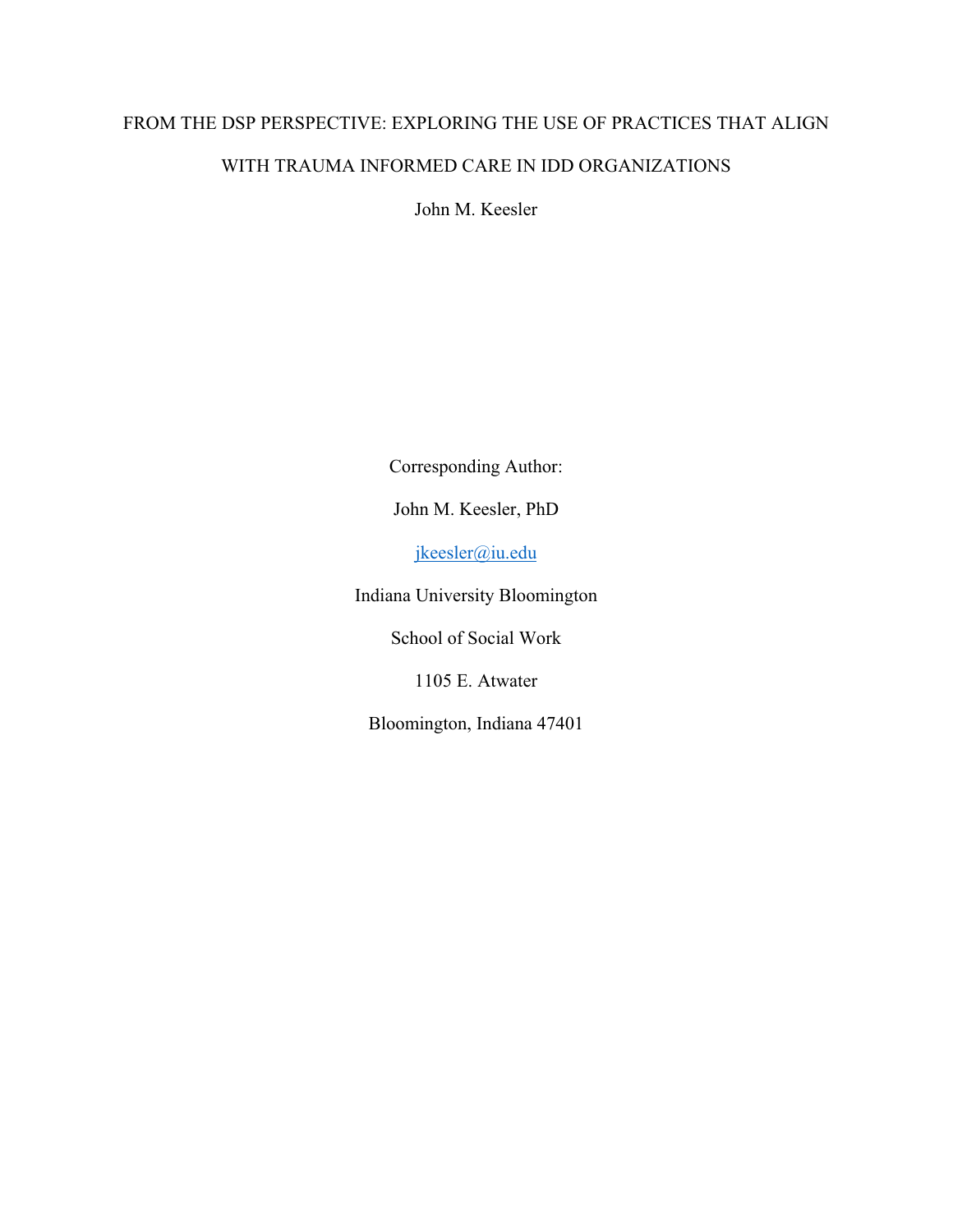# FROM THE DSP PERSPECTIVE: EXPLORING THE USE OF PRACTICES THAT ALIGN WITH TRAUMA INFORMED CARE IN IDD ORGANIZATIONS

John M. Keesler

Corresponding Author:

John M. Keesler, PhD

jkeesler@iu.edu

Indiana University Bloomington

School of Social Work

1105 E. Atwater

Bloomington, Indiana 47401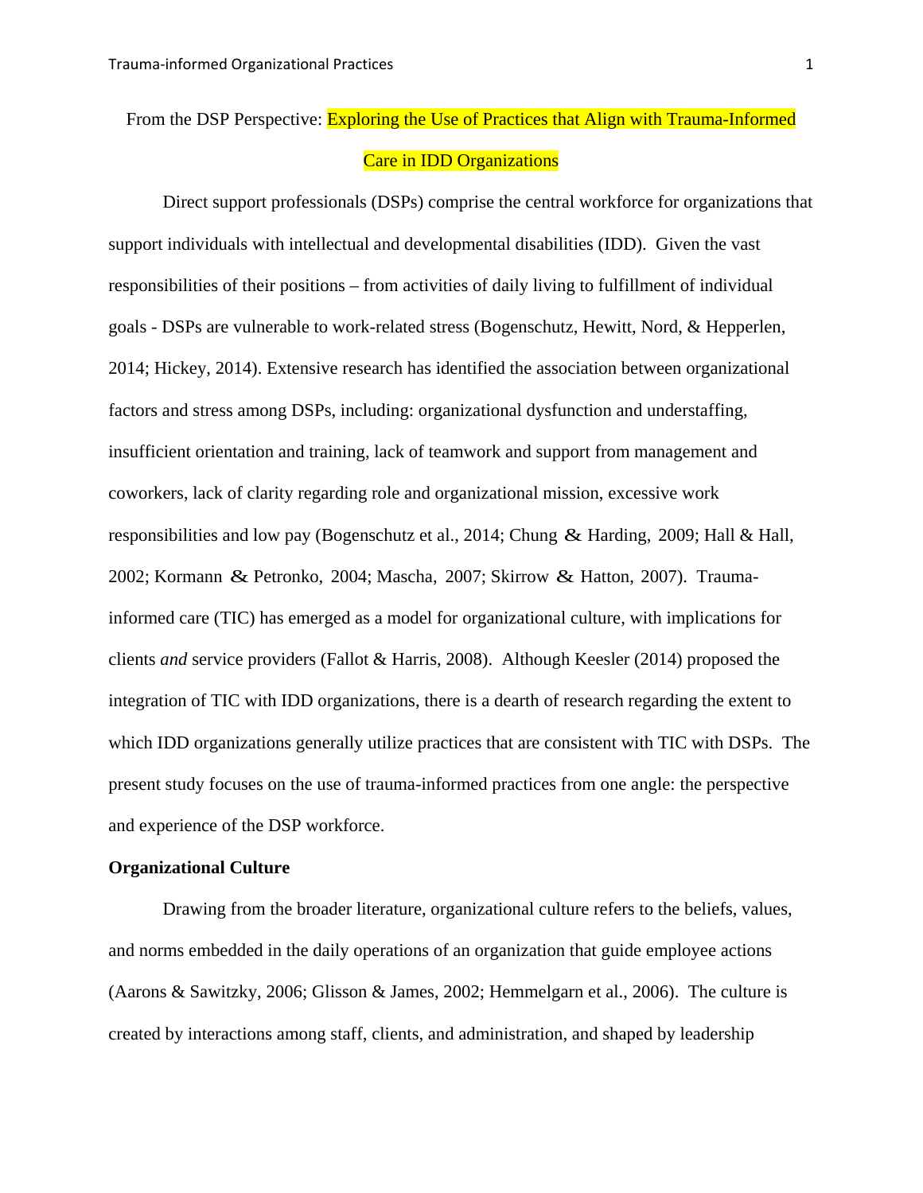From the DSP Perspective: Exploring the Use of Practices that Align with Trauma-Informed Care in IDD Organizations

Direct support professionals (DSPs) comprise the central workforce for organizations that support individuals with intellectual and developmental disabilities (IDD). Given the vast responsibilities of their positions – from activities of daily living to fulfillment of individual goals - DSPs are vulnerable to work-related stress (Bogenschutz, Hewitt, Nord, & Hepperlen, 2014; Hickey, 2014). Extensive research has identified the association between organizational factors and stress among DSPs, including: organizational dysfunction and understaffing, insufficient orientation and training, lack of teamwork and support from management and coworkers, lack of clarity regarding role and organizational mission, excessive work responsibilities and low pay (Bogenschutz et al., 2014; Chung & Harding, 2009; Hall & Hall, 2002; Kormann & Petronko, 2004; Mascha, 2007; Skirrow & Hatton, 2007). Trauma-informed care (TIC) has emerged as a model for organizational culture, with implications for clients *and* service providers (Fallot & Harris, 2008). Although Keesler (2014) proposed the integration of TIC with IDD organizations, there is a dearth of research regarding the extent to which IDD organizations generally utilize practices that are consistent with TIC with DSPs. The present study focuses on the use of trauma-informed practices from one angle: the perspective and experience of the DSP workforce.

**Organizational Culture**

Drawing from the broader literature, organizational culture refers to the beliefs, values, and norms embedded in the daily operations of an organization that guide employee actions (Aarons & Sawitzky, 2006; Glisson & James, 2002; Hemmelgarn et al., 2006). The culture is created by interactions among staff, clients, and administration, and shaped by leadership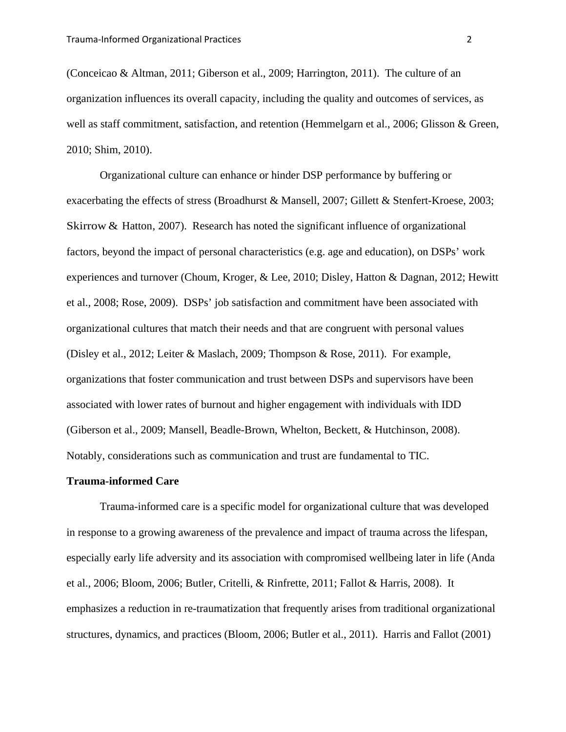(Conceicao & Altman, 2011; Giberson et al., 2009; Harrington, 2011). The culture of an organization influences its overall capacity, including the quality and outcomes of services, as well as staff commitment, satisfaction, and retention (Hemmelgarn et al., 2006; Glisson & Green, 2010; Shim, 2010).

Organizational culture can enhance or hinder DSP performance by buffering or exacerbating the effects of stress (Broadhurst & Mansell, 2007; Gillett & Stenfert-Kroese, 2003; Skirrow & Hatton, 2007). Research has noted the significant influence of organizational factors, beyond the impact of personal characteristics (e.g. age and education), on DSPs' work experiences and turnover (Choum, Kroger, & Lee, 2010; Disley, Hatton & Dagnan, 2012; Hewitt et al., 2008; Rose, 2009). DSPs' job satisfaction and commitment have been associated with organizational cultures that match their needs and that are congruent with personal values (Disley et al., 2012; Leiter & Maslach, 2009; Thompson & Rose, 2011). For example, organizations that foster communication and trust between DSPs and supervisors have been associated with lower rates of burnout and higher engagement with individuals with IDD (Giberson et al., 2009; Mansell, Beadle-Brown, Whelton, Beckett, & Hutchinson, 2008). Notably, considerations such as communication and trust are fundamental to TIC.

**Trauma-informed Care**

Trauma-informed care is a specific model for organizational culture that was developed in response to a growing awareness of the prevalence and impact of trauma across the lifespan, especially early life adversity and its association with compromised wellbeing later in life (Anda et al., 2006; Bloom, 2006; Butler, Critelli, & Rinfrette, 2011; Fallot & Harris, 2008). It emphasizes a reduction in re-traumatization that frequently arises from traditional organizational structures, dynamics, and practices (Bloom, 2006; Butler et al., 2011). Harris and Fallot (2001)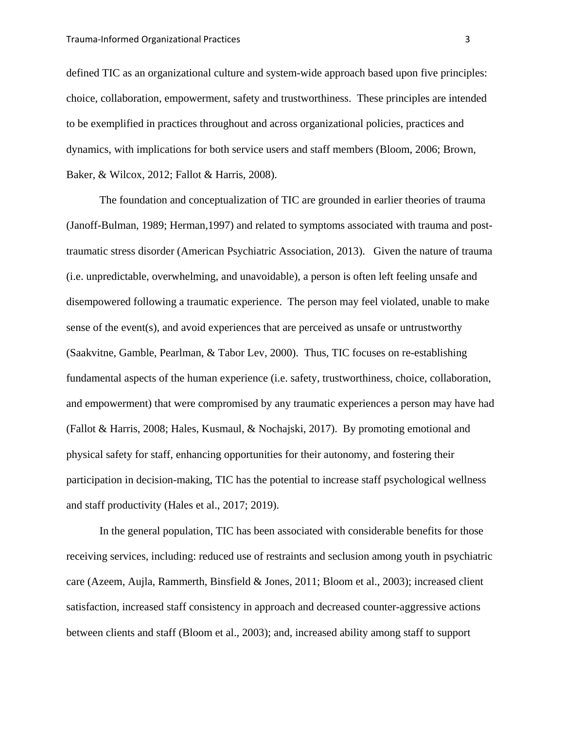defined TIC as an organizational culture and system-wide approach based upon five principles: choice, collaboration, empowerment, safety and trustworthiness. These principles are intended to be exemplified in practices throughout and across organizational policies, practices and dynamics, with implications for both service users and staff members (Bloom, 2006; Brown, Baker, & Wilcox, 2012; Fallot & Harris, 2008).

The foundation and conceptualization of TIC are grounded in earlier theories of trauma (Janoff-Bulman, 1989; Herman,1997) and related to symptoms associated with trauma and post-traumatic stress disorder (American Psychiatric Association, 2013). Given the nature of trauma (i.e. unpredictable, overwhelming, and unavoidable), a person is often left feeling unsafe and disempowered following a traumatic experience. The person may feel violated, unable to make sense of the event(s), and avoid experiences that are perceived as unsafe or untrustworthy (Saakvitne, Gamble, Pearlman, & Tabor Lev, 2000). Thus, TIC focuses on re-establishing fundamental aspects of the human experience (i.e. safety, trustworthiness, choice, collaboration, and empowerment) that were compromised by any traumatic experiences a person may have had (Fallot & Harris, 2008; Hales, Kusmaul, & Nochajski, 2017). By promoting emotional and physical safety for staff, enhancing opportunities for their autonomy, and fostering their participation in decision-making, TIC has the potential to increase staff psychological wellness and staff productivity (Hales et al., 2017; 2019).

In the general population, TIC has been associated with considerable benefits for those receiving services, including: reduced use of restraints and seclusion among youth in psychiatric care (Azeem, Aujla, Rammerth, Binsfield & Jones, 2011; Bloom et al., 2003); increased client satisfaction, increased staff consistency in approach and decreased counter-aggressive actions between clients and staff (Bloom et al., 2003); and, increased ability among staff to support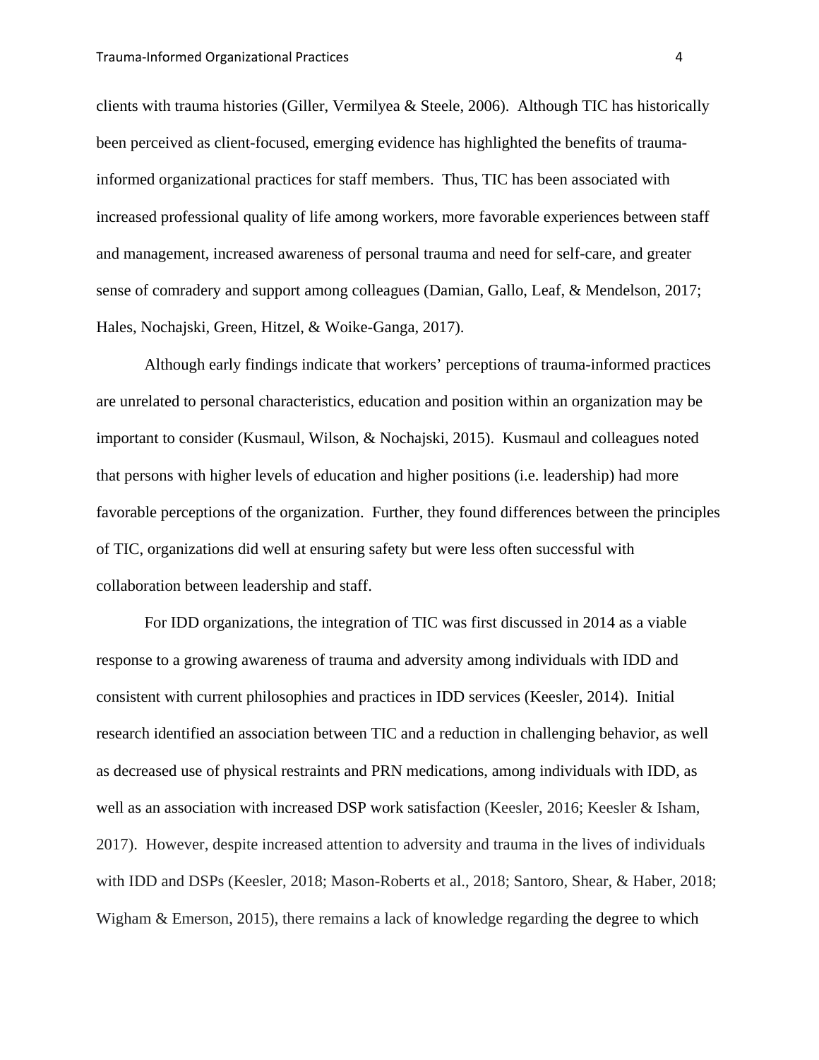clients with trauma histories (Giller, Vermilyea & Steele, 2006). Although TIC has historically been perceived as client-focused, emerging evidence has highlighted the benefits of trauma-informed organizational practices for staff members. Thus, TIC has been associated with increased professional quality of life among workers, more favorable experiences between staff and management, increased awareness of personal trauma and need for self-care, and greater sense of comradery and support among colleagues (Damian, Gallo, Leaf, & Mendelson, 2017; Hales, Nochajski, Green, Hitzel, & Woike-Ganga, 2017).

Although early findings indicate that workers' perceptions of trauma-informed practices are unrelated to personal characteristics, education and position within an organization may be important to consider (Kusmaul, Wilson, & Nochajski, 2015). Kusmaul and colleagues noted that persons with higher levels of education and higher positions (i.e. leadership) had more favorable perceptions of the organization. Further, they found differences between the principles of TIC, organizations did well at ensuring safety but were less often successful with collaboration between leadership and staff.

For IDD organizations, the integration of TIC was first discussed in 2014 as a viable response to a growing awareness of trauma and adversity among individuals with IDD and consistent with current philosophies and practices in IDD services (Keesler, 2014). Initial research identified an association between TIC and a reduction in challenging behavior, as well as decreased use of physical restraints and PRN medications, among individuals with IDD, as well as an association with increased DSP work satisfaction (Keesler, 2016; Keesler & Isham, 2017). However, despite increased attention to adversity and trauma in the lives of individuals with IDD and DSPs (Keesler, 2018; Mason-Roberts et al., 2018; Santoro, Shear, & Haber, 2018; Wigham & Emerson, 2015), there remains a lack of knowledge regarding the degree to which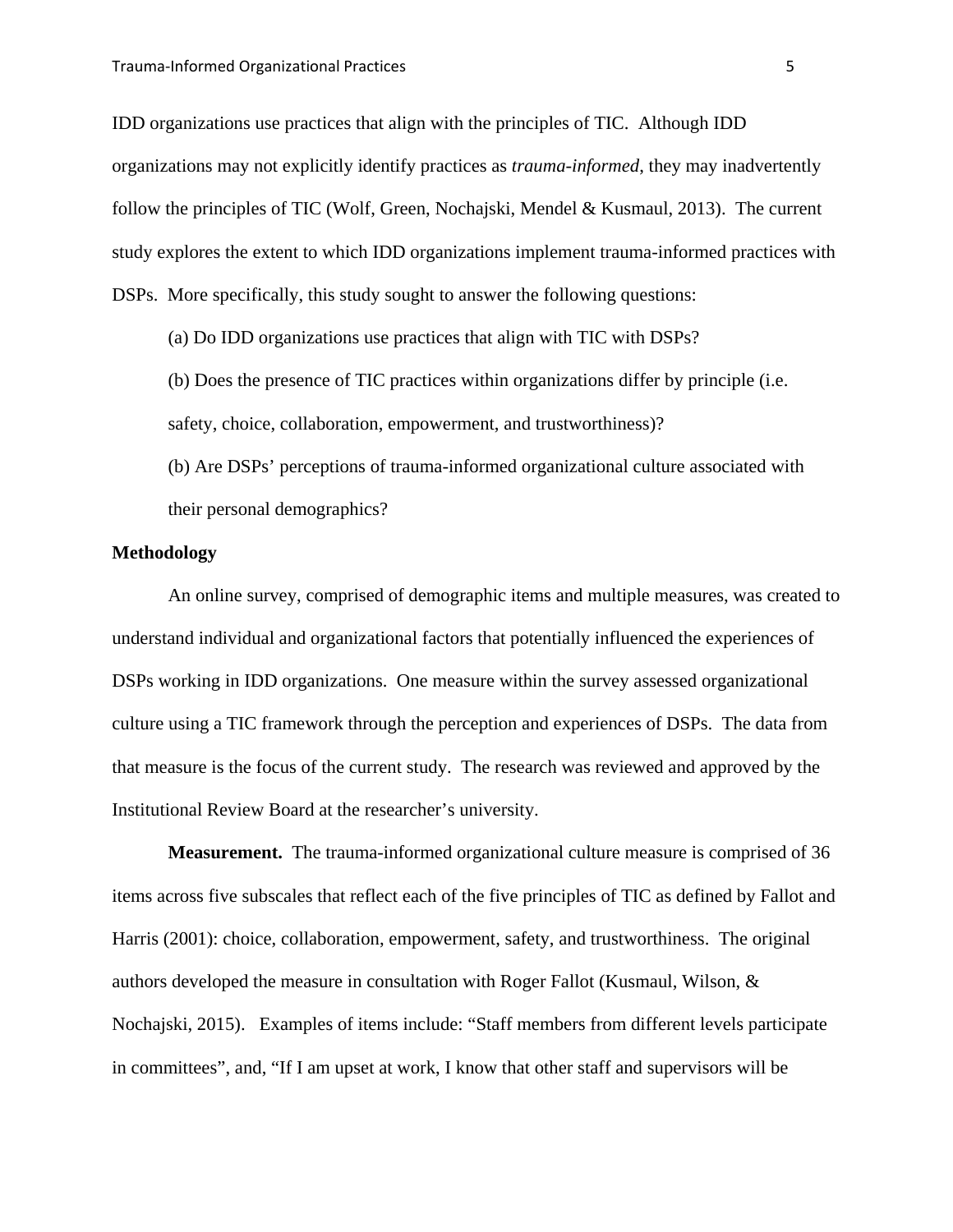IDD organizations use practices that align with the principles of TIC. Although IDD organizations may not explicitly identify practices as *trauma-informed*, they may inadvertently follow the principles of TIC (Wolf, Green, Nochajski, Mendel & Kusmaul, 2013). The current study explores the extent to which IDD organizations implement trauma-informed practices with DSPs. More specifically, this study sought to answer the following questions:

(a) Do IDD organizations use practices that align with TIC with DSPs?

(b) Does the presence of TIC practices within organizations differ by principle (i.e. safety, choice, collaboration, empowerment, and trustworthiness)?

(b) Are DSPs' perceptions of trauma-informed organizational culture associated with their personal demographics?

**Methodology**

An online survey, comprised of demographic items and multiple measures, was created to understand individual and organizational factors that potentially influenced the experiences of DSPs working in IDD organizations. One measure within the survey assessed organizational culture using a TIC framework through the perception and experiences of DSPs. The data from that measure is the focus of the current study. The research was reviewed and approved by the Institutional Review Board at the researcher's university.

**Measurement.** The trauma-informed organizational culture measure is comprised of 36 items across five subscales that reflect each of the five principles of TIC as defined by Fallot and Harris (2001): choice, collaboration, empowerment, safety, and trustworthiness. The original authors developed the measure in consultation with Roger Fallot (Kusmaul, Wilson, & Nochajski, 2015). Examples of items include: "Staff members from different levels participate in committees", and, "If I am upset at work, I know that other staff and supervisors will be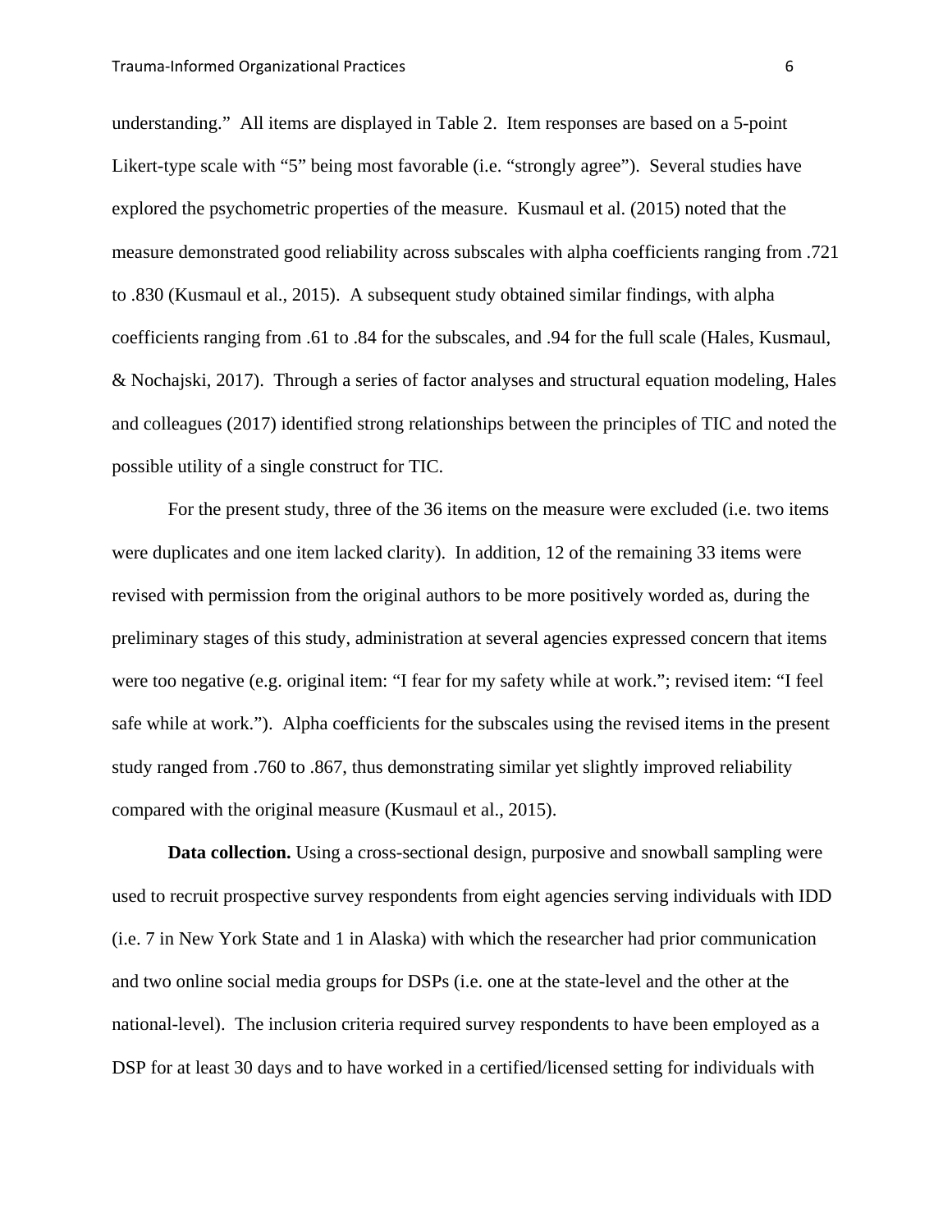understanding." All items are displayed in Table 2. Item responses are based on a 5-point Likert-type scale with "5" being most favorable (i.e. "strongly agree"). Several studies have explored the psychometric properties of the measure. Kusmaul et al. (2015) noted that the measure demonstrated good reliability across subscales with alpha coefficients ranging from .721 to .830 (Kusmaul et al., 2015). A subsequent study obtained similar findings, with alpha coefficients ranging from .61 to .84 for the subscales, and .94 for the full scale (Hales, Kusmaul, & Nochajski, 2017). Through a series of factor analyses and structural equation modeling, Hales and colleagues (2017) identified strong relationships between the principles of TIC and noted the possible utility of a single construct for TIC.

For the present study, three of the 36 items on the measure were excluded (i.e. two items were duplicates and one item lacked clarity). In addition, 12 of the remaining 33 items were revised with permission from the original authors to be more positively worded as, during the preliminary stages of this study, administration at several agencies expressed concern that items were too negative (e.g. original item: "I fear for my safety while at work."; revised item: "I feel safe while at work."). Alpha coefficients for the subscales using the revised items in the present study ranged from .760 to .867, thus demonstrating similar yet slightly improved reliability compared with the original measure (Kusmaul et al., 2015).

**Data collection.** Using a cross-sectional design, purposive and snowball sampling were used to recruit prospective survey respondents from eight agencies serving individuals with IDD (i.e. 7 in New York State and 1 in Alaska) with which the researcher had prior communication and two online social media groups for DSPs (i.e. one at the state-level and the other at the national-level). The inclusion criteria required survey respondents to have been employed as a DSP for at least 30 days and to have worked in a certified/licensed setting for individuals with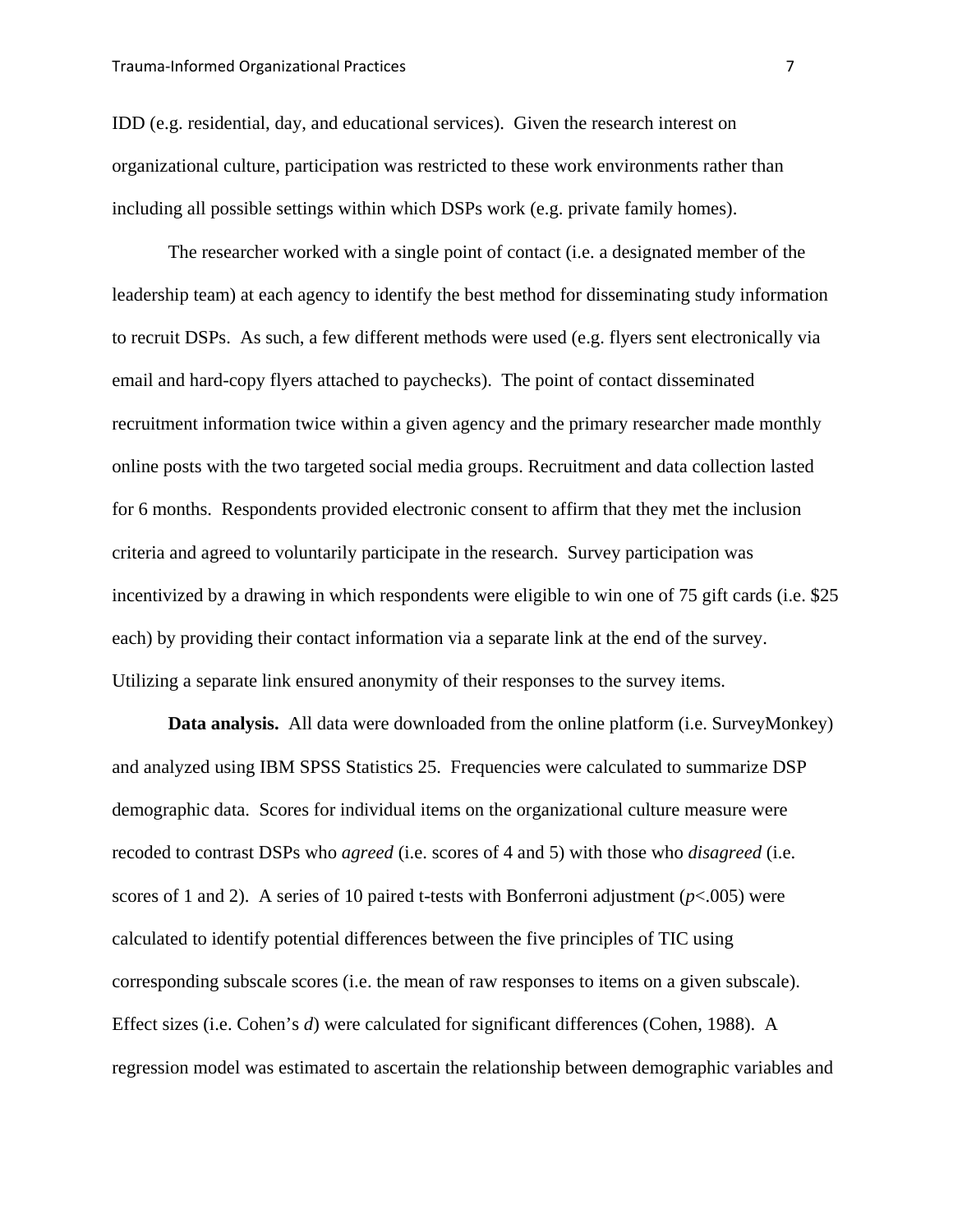IDD (e.g. residential, day, and educational services). Given the research interest on organizational culture, participation was restricted to these work environments rather than including all possible settings within which DSPs work (e.g. private family homes).

The researcher worked with a single point of contact (i.e. a designated member of the leadership team) at each agency to identify the best method for disseminating study information to recruit DSPs. As such, a few different methods were used (e.g. flyers sent electronically via email and hard-copy flyers attached to paychecks). The point of contact disseminated recruitment information twice within a given agency and the primary researcher made monthly online posts with the two targeted social media groups. Recruitment and data collection lasted for 6 months. Respondents provided electronic consent to affirm that they met the inclusion criteria and agreed to voluntarily participate in the research. Survey participation was incentivized by a drawing in which respondents were eligible to win one of 75 gift cards (i.e. $25 each) by providing their contact information via a separate link at the end of the survey. Utilizing a separate link ensured anonymity of their responses to the survey items.

**Data analysis.** All data were downloaded from the online platform (i.e. SurveyMonkey) and analyzed using IBM SPSS Statistics 25. Frequencies were calculated to summarize DSP demographic data. Scores for individual items on the organizational culture measure were recoded to contrast DSPs who *agreed* (i.e. scores of 4 and 5) with those who *disagreed* (i.e. scores of 1 and 2). A series of 10 paired t-tests with Bonferroni adjustment ($p<.005$) were calculated to identify potential differences between the five principles of TIC using corresponding subscale scores (i.e. the mean of raw responses to items on a given subscale). Effect sizes (i.e. Cohen's $d$) were calculated for significant differences (Cohen, 1988). A regression model was estimated to ascertain the relationship between demographic variables and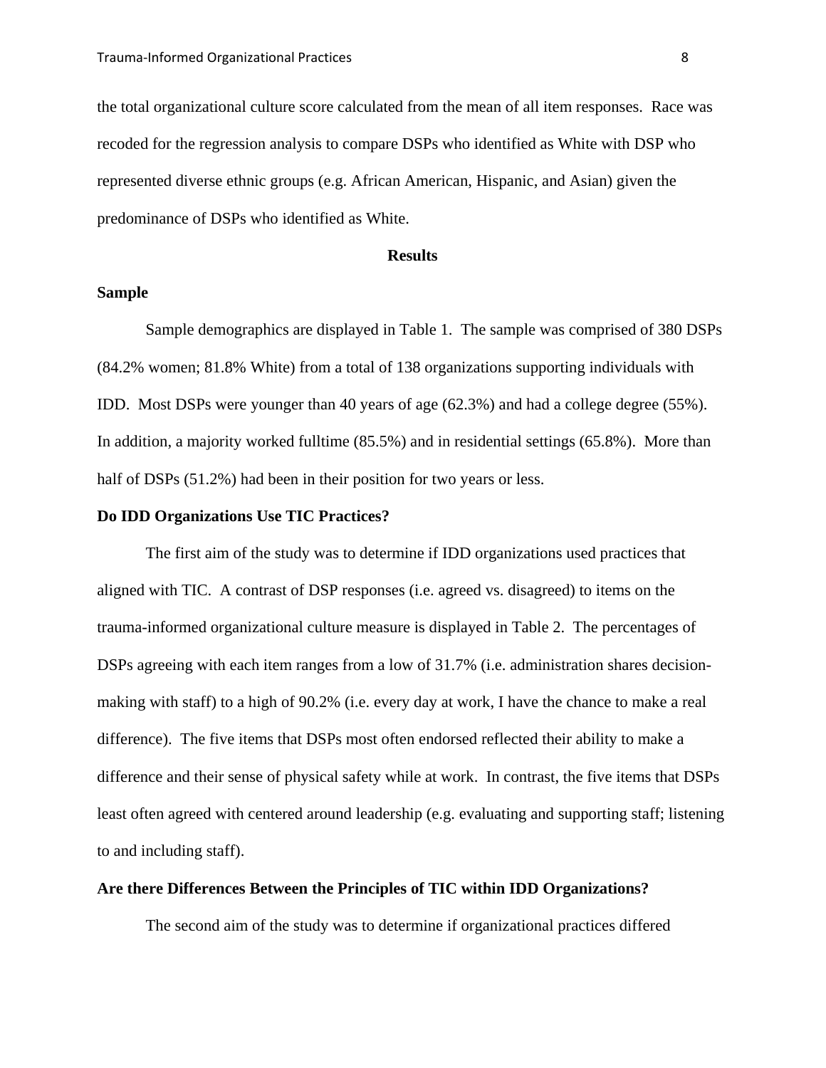the total organizational culture score calculated from the mean of all item responses. Race was recoded for the regression analysis to compare DSPs who identified as White with DSP who represented diverse ethnic groups (e.g. African American, Hispanic, and Asian) given the predominance of DSPs who identified as White.

## Results

### Sample

Sample demographics are displayed in Table 1. The sample was comprised of 380 DSPs (84.2% women; 81.8% White) from a total of 138 organizations supporting individuals with IDD. Most DSPs were younger than 40 years of age (62.3%) and had a college degree (55%). In addition, a majority worked fulltime (85.5%) and in residential settings (65.8%). More than half of DSPs (51.2%) had been in their position for two years or less.

### Do IDD Organizations Use TIC Practices?

The first aim of the study was to determine if IDD organizations used practices that aligned with TIC. A contrast of DSP responses (i.e. agreed vs. disagreed) to items on the trauma-informed organizational culture measure is displayed in Table 2. The percentages of DSPs agreeing with each item ranges from a low of 31.7% (i.e. administration shares decision-making with staff) to a high of 90.2% (i.e. every day at work, I have the chance to make a real difference). The five items that DSPs most often endorsed reflected their ability to make a difference and their sense of physical safety while at work. In contrast, the five items that DSPs least often agreed with centered around leadership (e.g. evaluating and supporting staff; listening to and including staff).

### Are there Differences Between the Principles of TIC within IDD Organizations?

The second aim of the study was to determine if organizational practices differed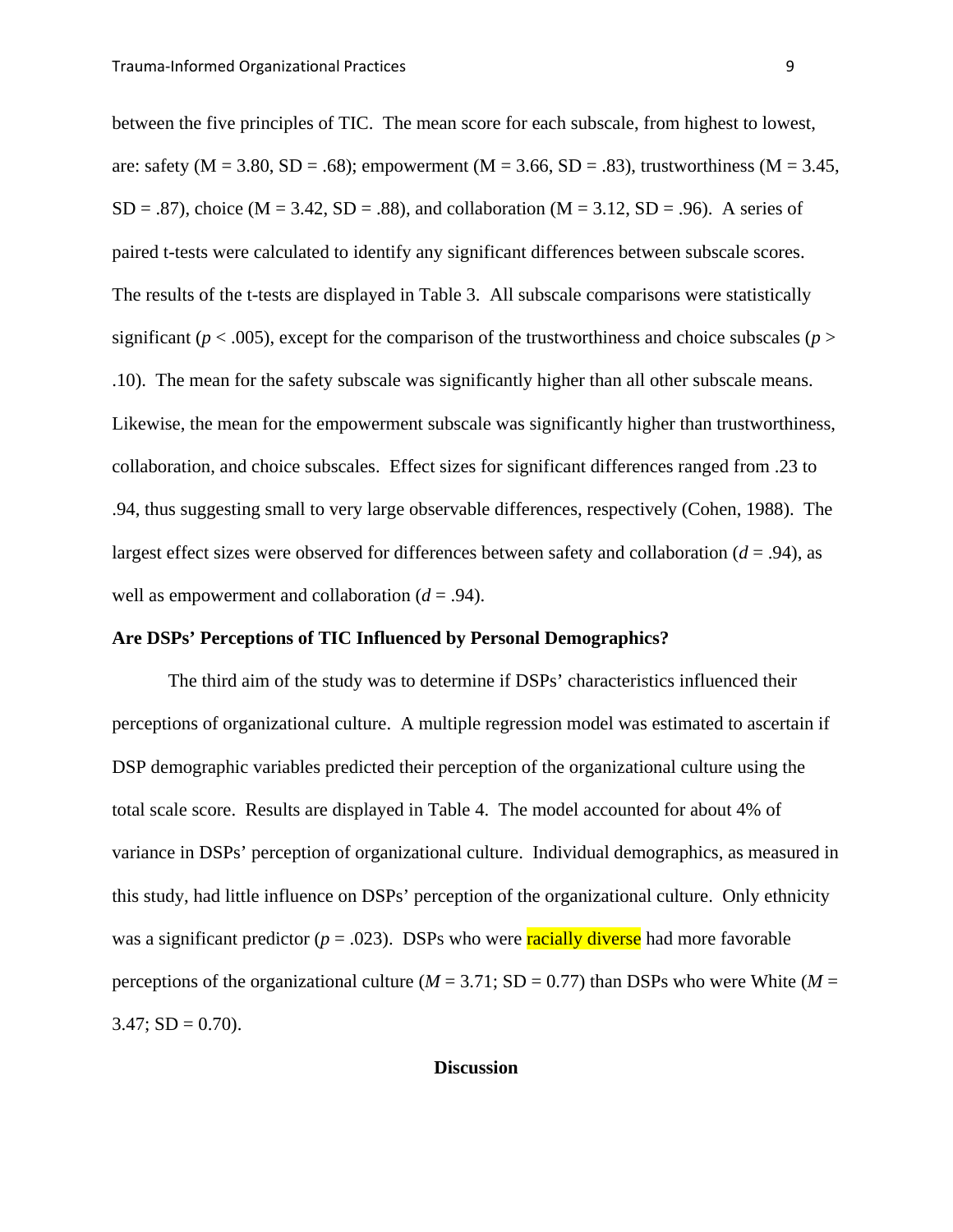between the five principles of TIC. The mean score for each subscale, from highest to lowest, are: safety (M = 3.80, SD = .68); empowerment (M = 3.66, SD = .83), trustworthiness (M = 3.45, SD = .87), choice (M = 3.42, SD = .88), and collaboration (M = 3.12, SD = .96). A series of paired t-tests were calculated to identify any significant differences between subscale scores. The results of the t-tests are displayed in Table 3. All subscale comparisons were statistically significant ($p < .005$), except for the comparison of the trustworthiness and choice subscales ($p > .10$). The mean for the safety subscale was significantly higher than all other subscale means. Likewise, the mean for the empowerment subscale was significantly higher than trustworthiness, collaboration, and choice subscales. Effect sizes for significant differences ranged from .23 to .94, thus suggesting small to very large observable differences, respectively (Cohen, 1988). The largest effect sizes were observed for differences between safety and collaboration ($d = .94$), as well as empowerment and collaboration ($d = .94$).

**Are DSPs' Perceptions of TIC Influenced by Personal Demographics?**

The third aim of the study was to determine if DSPs' characteristics influenced their perceptions of organizational culture. A multiple regression model was estimated to ascertain if DSP demographic variables predicted their perception of the organizational culture using the total scale score. Results are displayed in Table 4. The model accounted for about 4% of variance in DSPs' perception of organizational culture. Individual demographics, as measured in this study, had little influence on DSPs' perception of the organizational culture. Only ethnicity was a significant predictor ($p = .023$). DSPs who were racially diverse had more favorable perceptions of the organizational culture ($M = 3.71$; SD = 0.77) than DSPs who were White ($M = 3.47$; SD = 0.70).

## Discussion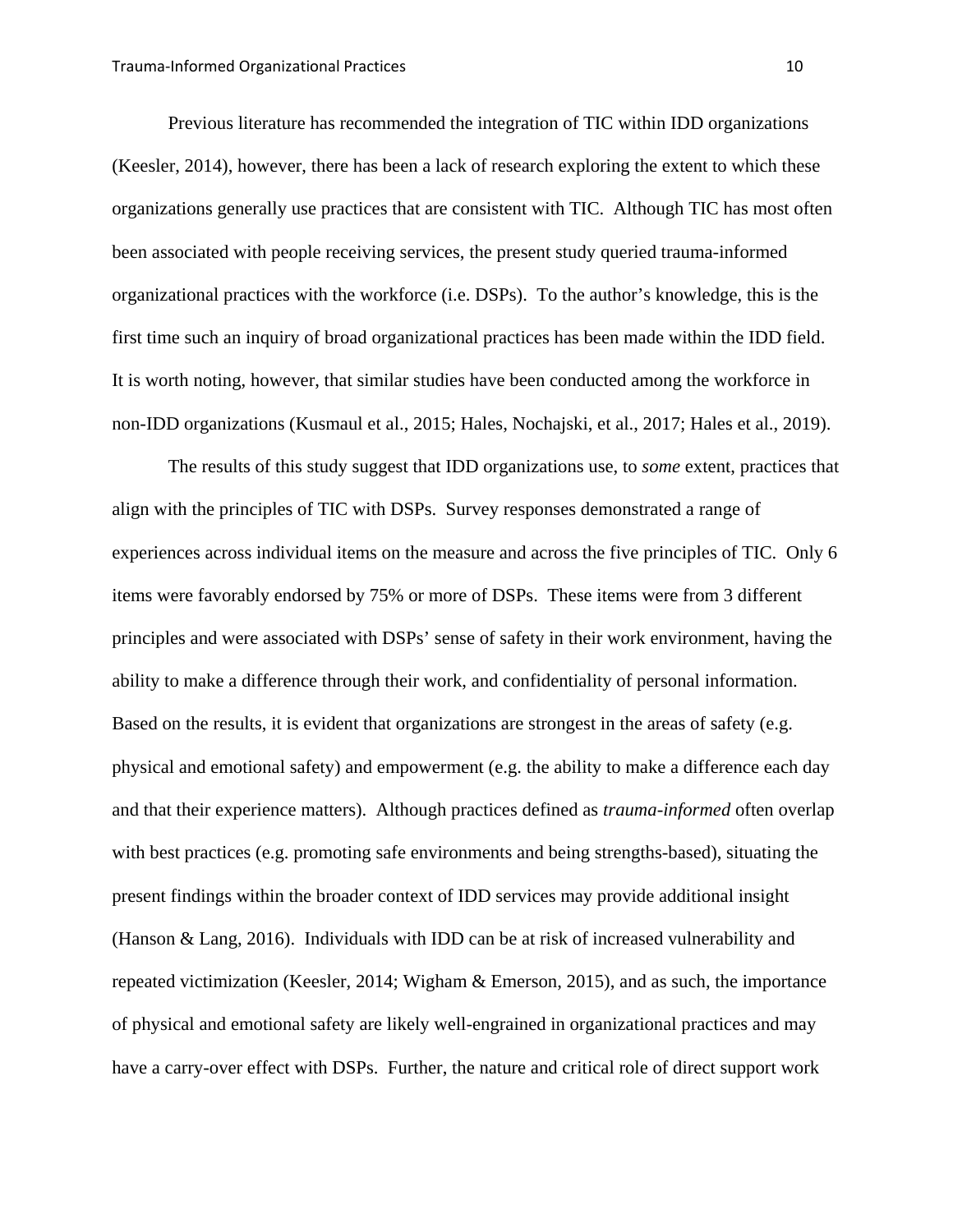Previous literature has recommended the integration of TIC within IDD organizations (Keesler, 2014), however, there has been a lack of research exploring the extent to which these organizations generally use practices that are consistent with TIC. Although TIC has most often been associated with people receiving services, the present study queried trauma-informed organizational practices with the workforce (i.e. DSPs). To the author's knowledge, this is the first time such an inquiry of broad organizational practices has been made within the IDD field. It is worth noting, however, that similar studies have been conducted among the workforce in non-IDD organizations (Kusmaul et al., 2015; Hales, Nochajski, et al., 2017; Hales et al., 2019).

The results of this study suggest that IDD organizations use, to *some* extent, practices that align with the principles of TIC with DSPs. Survey responses demonstrated a range of experiences across individual items on the measure and across the five principles of TIC. Only 6 items were favorably endorsed by 75% or more of DSPs. These items were from 3 different principles and were associated with DSPs' sense of safety in their work environment, having the ability to make a difference through their work, and confidentiality of personal information. Based on the results, it is evident that organizations are strongest in the areas of safety (e.g. physical and emotional safety) and empowerment (e.g. the ability to make a difference each day and that their experience matters). Although practices defined as *trauma-informed* often overlap with best practices (e.g. promoting safe environments and being strengths-based), situating the present findings within the broader context of IDD services may provide additional insight (Hanson & Lang, 2016). Individuals with IDD can be at risk of increased vulnerability and repeated victimization (Keesler, 2014; Wigham & Emerson, 2015), and as such, the importance of physical and emotional safety are likely well-engrained in organizational practices and may have a carry-over effect with DSPs. Further, the nature and critical role of direct support work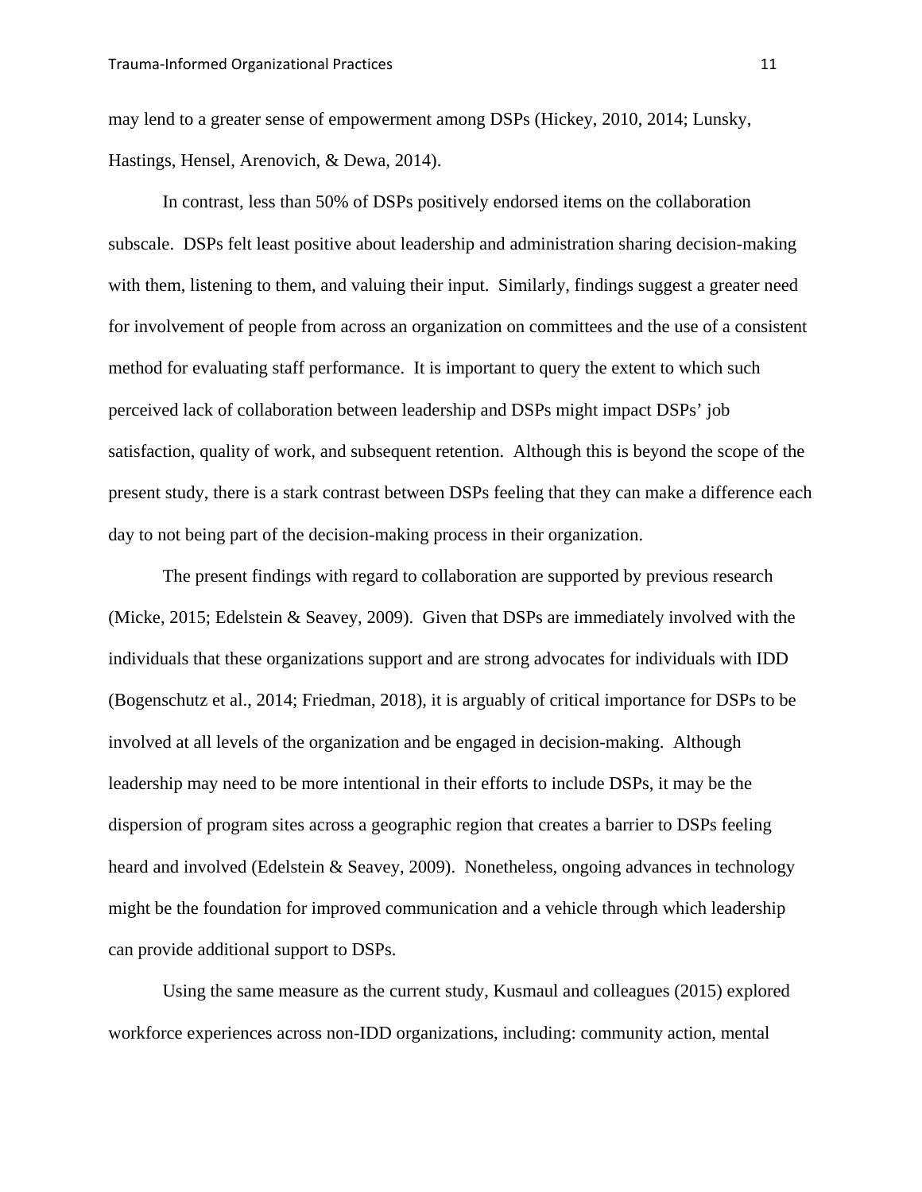may lend to a greater sense of empowerment among DSPs (Hickey, 2010, 2014; Lunsky, Hastings, Hensel, Arenovich, & Dewa, 2014).

In contrast, less than 50% of DSPs positively endorsed items on the collaboration subscale. DSPs felt least positive about leadership and administration sharing decision-making with them, listening to them, and valuing their input. Similarly, findings suggest a greater need for involvement of people from across an organization on committees and the use of a consistent method for evaluating staff performance. It is important to query the extent to which such perceived lack of collaboration between leadership and DSPs might impact DSPs' job satisfaction, quality of work, and subsequent retention. Although this is beyond the scope of the present study, there is a stark contrast between DSPs feeling that they can make a difference each day to not being part of the decision-making process in their organization.

The present findings with regard to collaboration are supported by previous research (Micke, 2015; Edelstein & Seavey, 2009). Given that DSPs are immediately involved with the individuals that these organizations support and are strong advocates for individuals with IDD (Bogenschutz et al., 2014; Friedman, 2018), it is arguably of critical importance for DSPs to be involved at all levels of the organization and be engaged in decision-making. Although leadership may need to be more intentional in their efforts to include DSPs, it may be the dispersion of program sites across a geographic region that creates a barrier to DSPs feeling heard and involved (Edelstein & Seavey, 2009). Nonetheless, ongoing advances in technology might be the foundation for improved communication and a vehicle through which leadership can provide additional support to DSPs.

Using the same measure as the current study, Kusmaul and colleagues (2015) explored workforce experiences across non-IDD organizations, including: community action, mental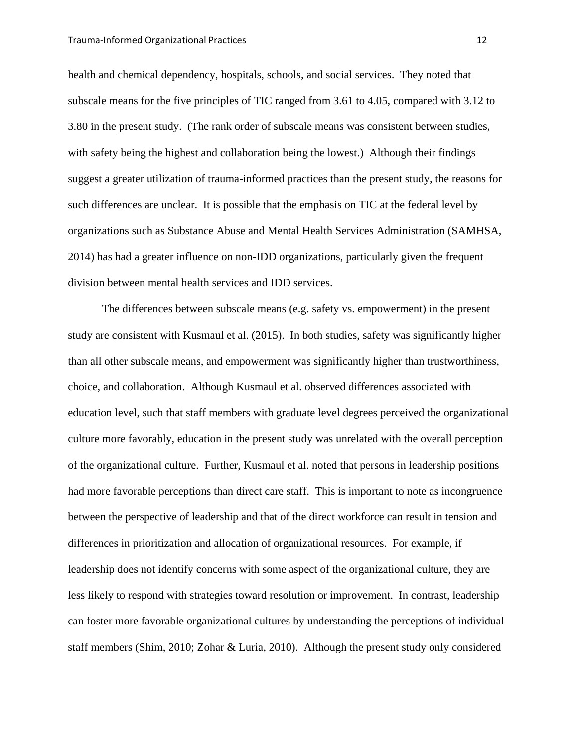health and chemical dependency, hospitals, schools, and social services. They noted that subscale means for the five principles of TIC ranged from 3.61 to 4.05, compared with 3.12 to 3.80 in the present study. (The rank order of subscale means was consistent between studies, with safety being the highest and collaboration being the lowest.) Although their findings suggest a greater utilization of trauma-informed practices than the present study, the reasons for such differences are unclear. It is possible that the emphasis on TIC at the federal level by organizations such as Substance Abuse and Mental Health Services Administration (SAMHSA, 2014) has had a greater influence on non-IDD organizations, particularly given the frequent division between mental health services and IDD services.

The differences between subscale means (e.g. safety vs. empowerment) in the present study are consistent with Kusmaul et al. (2015). In both studies, safety was significantly higher than all other subscale means, and empowerment was significantly higher than trustworthiness, choice, and collaboration. Although Kusmaul et al. observed differences associated with education level, such that staff members with graduate level degrees perceived the organizational culture more favorably, education in the present study was unrelated with the overall perception of the organizational culture. Further, Kusmaul et al. noted that persons in leadership positions had more favorable perceptions than direct care staff. This is important to note as incongruence between the perspective of leadership and that of the direct workforce can result in tension and differences in prioritization and allocation of organizational resources. For example, if leadership does not identify concerns with some aspect of the organizational culture, they are less likely to respond with strategies toward resolution or improvement. In contrast, leadership can foster more favorable organizational cultures by understanding the perceptions of individual staff members (Shim, 2010; Zohar & Luria, 2010). Although the present study only considered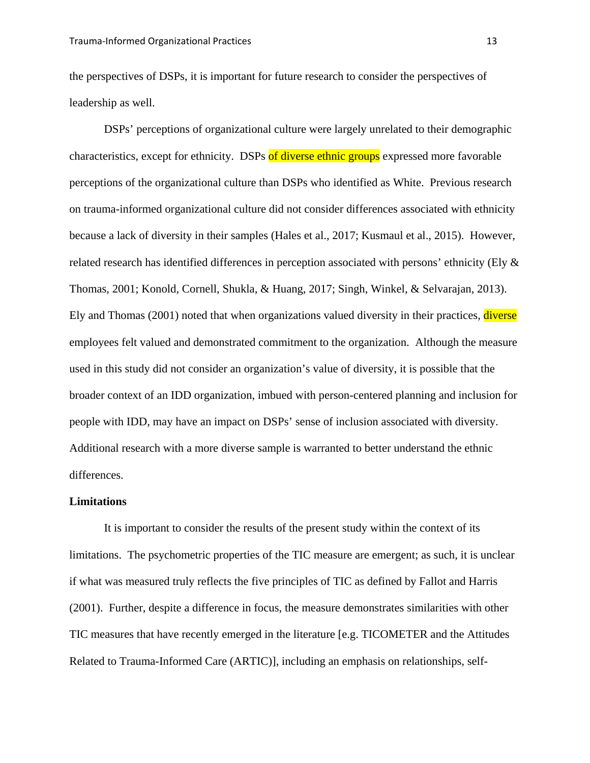the perspectives of DSPs, it is important for future research to consider the perspectives of leadership as well.

DSPs' perceptions of organizational culture were largely unrelated to their demographic characteristics, except for ethnicity. DSPs of diverse ethnic groups expressed more favorable perceptions of the organizational culture than DSPs who identified as White. Previous research on trauma-informed organizational culture did not consider differences associated with ethnicity because a lack of diversity in their samples (Hales et al., 2017; Kusmaul et al., 2015). However, related research has identified differences in perception associated with persons' ethnicity (Ely & Thomas, 2001; Konold, Cornell, Shukla, & Huang, 2017; Singh, Winkel, & Selvarajan, 2013). Ely and Thomas (2001) noted that when organizations valued diversity in their practices, diverse employees felt valued and demonstrated commitment to the organization. Although the measure used in this study did not consider an organization's value of diversity, it is possible that the broader context of an IDD organization, imbued with person-centered planning and inclusion for people with IDD, may have an impact on DSPs' sense of inclusion associated with diversity. Additional research with a more diverse sample is warranted to better understand the ethnic differences.

**Limitations**

It is important to consider the results of the present study within the context of its limitations. The psychometric properties of the TIC measure are emergent; as such, it is unclear if what was measured truly reflects the five principles of TIC as defined by Fallot and Harris (2001). Further, despite a difference in focus, the measure demonstrates similarities with other TIC measures that have recently emerged in the literature [e.g. TICOMETER and the Attitudes Related to Trauma-Informed Care (ARTIC)], including an emphasis on relationships, self-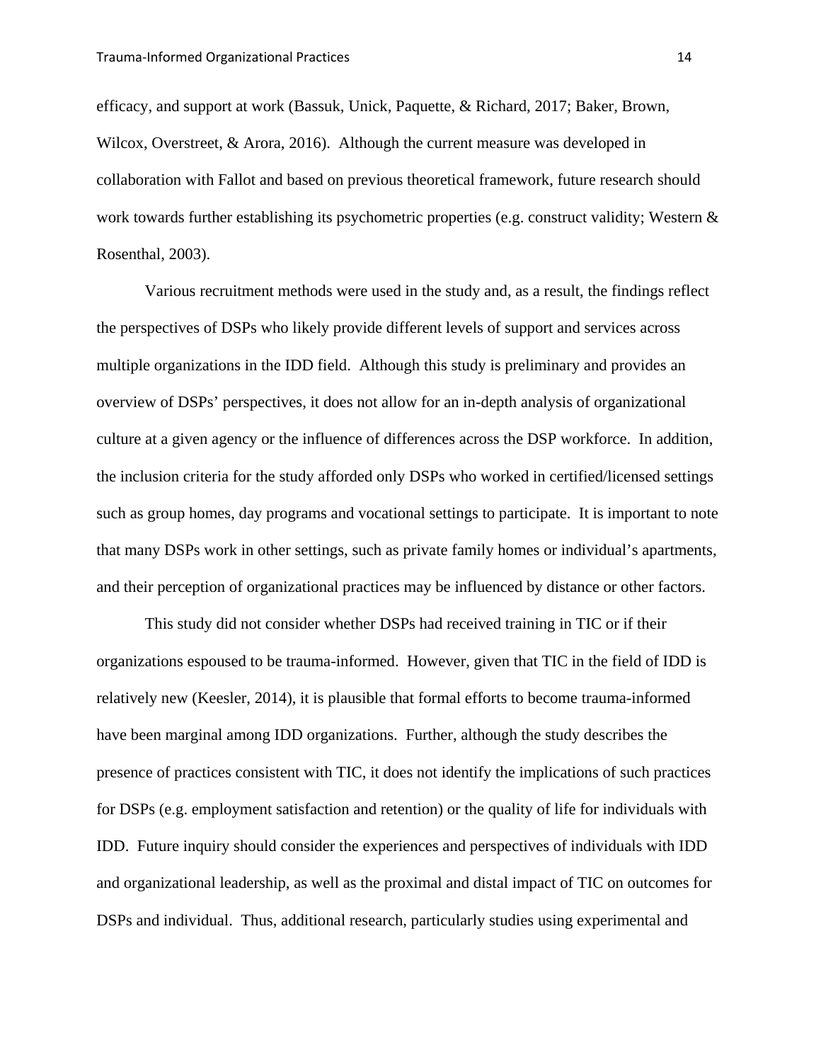efficacy, and support at work (Bassuk, Unick, Paquette, & Richard, 2017; Baker, Brown, Wilcox, Overstreet, & Arora, 2016). Although the current measure was developed in collaboration with Fallot and based on previous theoretical framework, future research should work towards further establishing its psychometric properties (e.g. construct validity; Western & Rosenthal, 2003).

Various recruitment methods were used in the study and, as a result, the findings reflect the perspectives of DSPs who likely provide different levels of support and services across multiple organizations in the IDD field. Although this study is preliminary and provides an overview of DSPs' perspectives, it does not allow for an in-depth analysis of organizational culture at a given agency or the influence of differences across the DSP workforce. In addition, the inclusion criteria for the study afforded only DSPs who worked in certified/licensed settings such as group homes, day programs and vocational settings to participate. It is important to note that many DSPs work in other settings, such as private family homes or individual's apartments, and their perception of organizational practices may be influenced by distance or other factors.

This study did not consider whether DSPs had received training in TIC or if their organizations espoused to be trauma-informed. However, given that TIC in the field of IDD is relatively new (Keesler, 2014), it is plausible that formal efforts to become trauma-informed have been marginal among IDD organizations. Further, although the study describes the presence of practices consistent with TIC, it does not identify the implications of such practices for DSPs (e.g. employment satisfaction and retention) or the quality of life for individuals with IDD. Future inquiry should consider the experiences and perspectives of individuals with IDD and organizational leadership, as well as the proximal and distal impact of TIC on outcomes for DSPs and individual. Thus, additional research, particularly studies using experimental and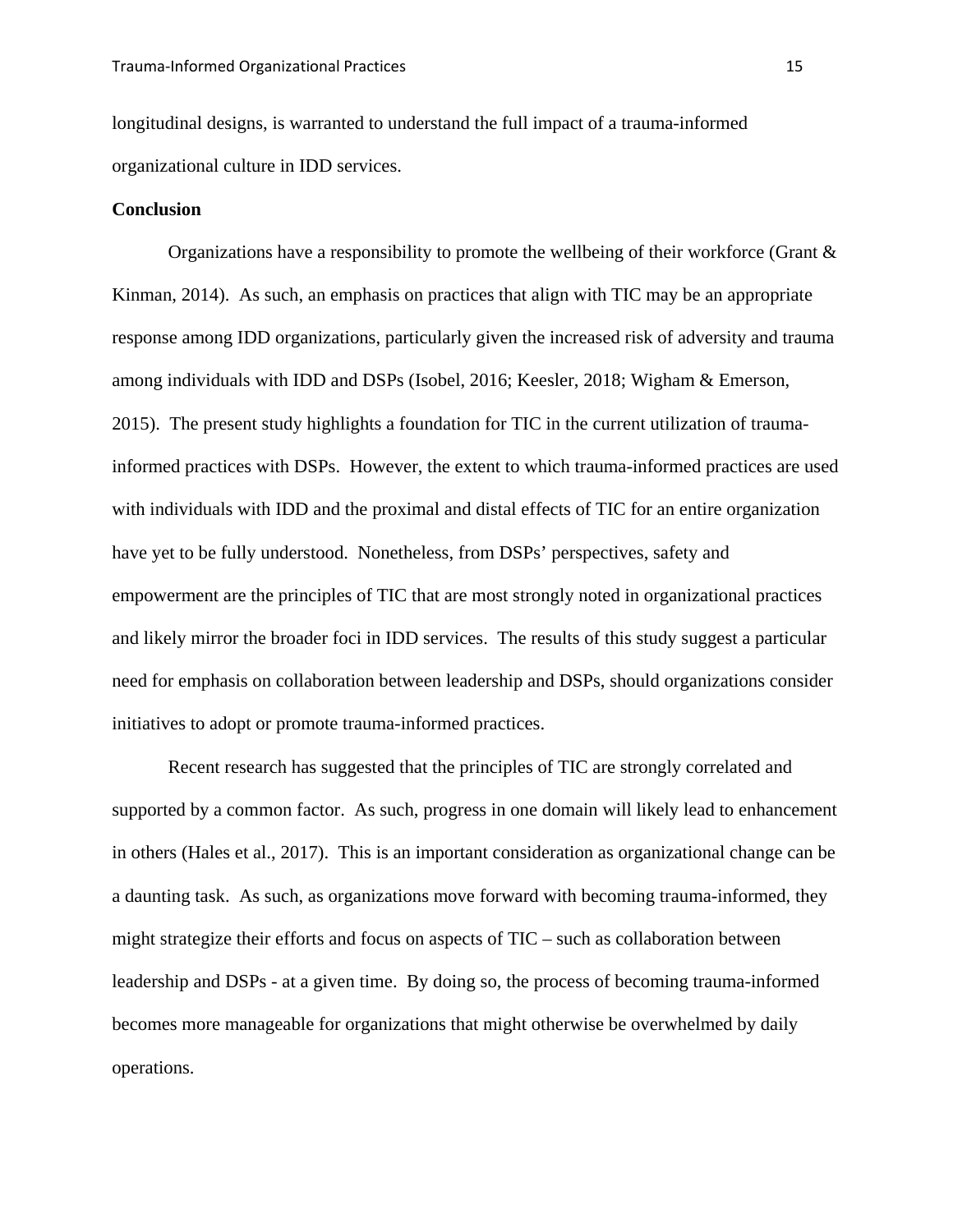longitudinal designs, is warranted to understand the full impact of a trauma-informed organizational culture in IDD services.

**Conclusion**

Organizations have a responsibility to promote the wellbeing of their workforce (Grant & Kinman, 2014). As such, an emphasis on practices that align with TIC may be an appropriate response among IDD organizations, particularly given the increased risk of adversity and trauma among individuals with IDD and DSPs (Isobel, 2016; Keesler, 2018; Wigham & Emerson, 2015). The present study highlights a foundation for TIC in the current utilization of trauma-informed practices with DSPs. However, the extent to which trauma-informed practices are used with individuals with IDD and the proximal and distal effects of TIC for an entire organization have yet to be fully understood. Nonetheless, from DSPs' perspectives, safety and empowerment are the principles of TIC that are most strongly noted in organizational practices and likely mirror the broader foci in IDD services. The results of this study suggest a particular need for emphasis on collaboration between leadership and DSPs, should organizations consider initiatives to adopt or promote trauma-informed practices.

Recent research has suggested that the principles of TIC are strongly correlated and supported by a common factor. As such, progress in one domain will likely lead to enhancement in others (Hales et al., 2017). This is an important consideration as organizational change can be a daunting task. As such, as organizations move forward with becoming trauma-informed, they might strategize their efforts and focus on aspects of TIC – such as collaboration between leadership and DSPs - at a given time. By doing so, the process of becoming trauma-informed becomes more manageable for organizations that might otherwise be overwhelmed by daily operations.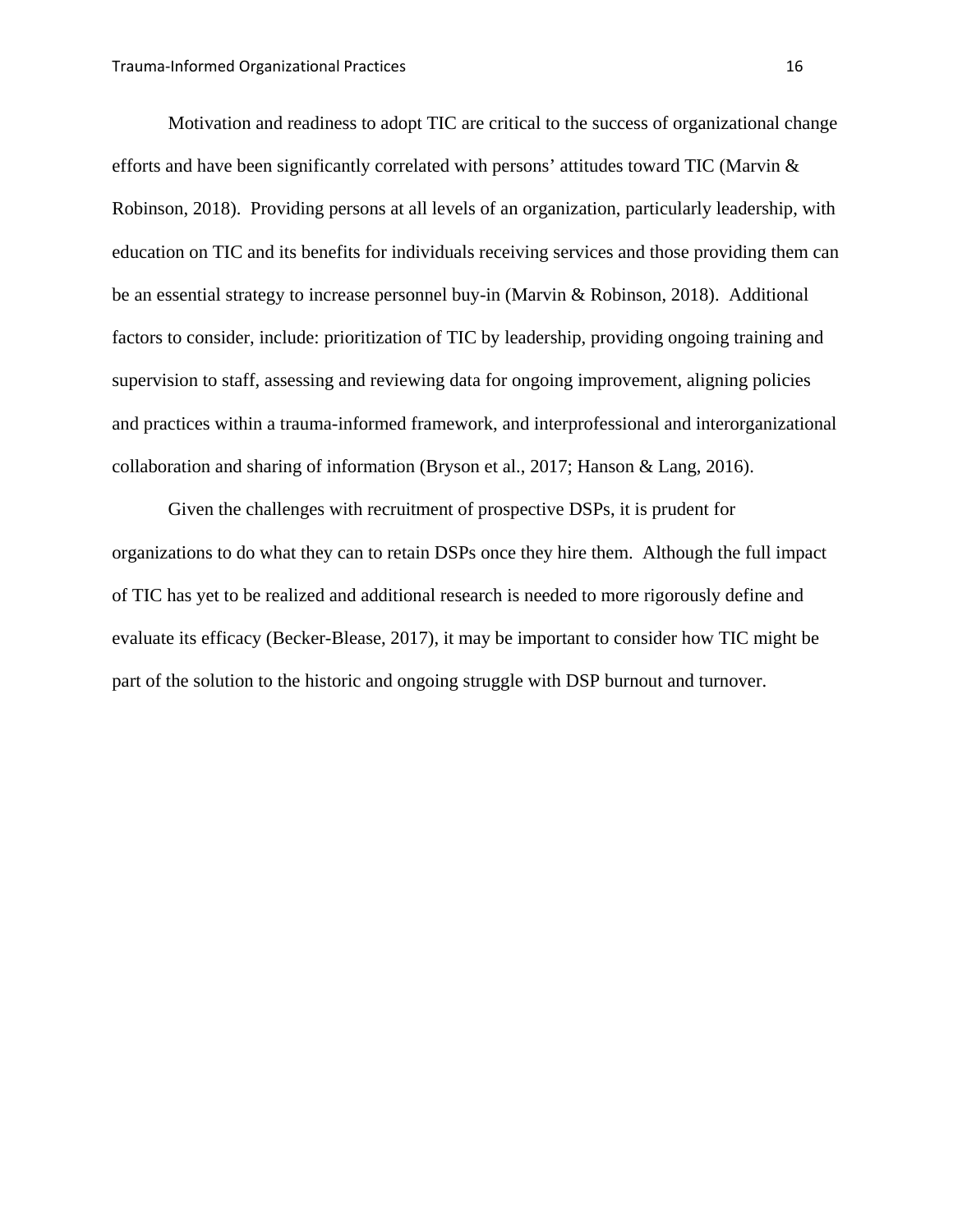Motivation and readiness to adopt TIC are critical to the success of organizational change efforts and have been significantly correlated with persons' attitudes toward TIC (Marvin & Robinson, 2018). Providing persons at all levels of an organization, particularly leadership, with education on TIC and its benefits for individuals receiving services and those providing them can be an essential strategy to increase personnel buy-in (Marvin & Robinson, 2018). Additional factors to consider, include: prioritization of TIC by leadership, providing ongoing training and supervision to staff, assessing and reviewing data for ongoing improvement, aligning policies and practices within a trauma-informed framework, and interprofessional and interorganizational collaboration and sharing of information (Bryson et al., 2017; Hanson & Lang, 2016).

Given the challenges with recruitment of prospective DSPs, it is prudent for organizations to do what they can to retain DSPs once they hire them. Although the full impact of TIC has yet to be realized and additional research is needed to more rigorously define and evaluate its efficacy (Becker-Blease, 2017), it may be important to consider how TIC might be part of the solution to the historic and ongoing struggle with DSP burnout and turnover.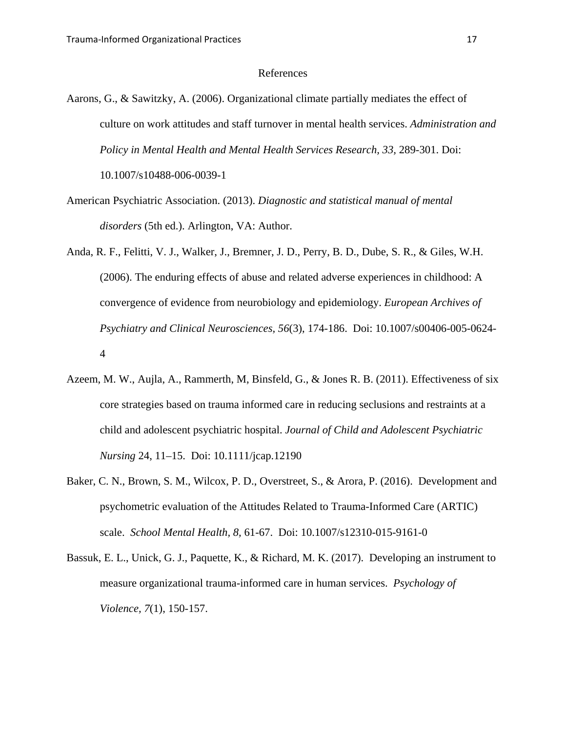# References

Aarons, G., & Sawitzky, A. (2006). Organizational climate partially mediates the effect of culture on work attitudes and staff turnover in mental health services. *Administration and Policy in Mental Health and Mental Health Services Research, 33,* 289-301. Doi: 10.1007/s10488-006-0039-1

American Psychiatric Association. (2013). *Diagnostic and statistical manual of mental disorders* (5th ed.). Arlington, VA: Author.

Anda, R. F., Felitti, V. J., Walker, J., Bremner, J. D., Perry, B. D., Dube, S. R., & Giles, W.H. (2006). The enduring effects of abuse and related adverse experiences in childhood: A convergence of evidence from neurobiology and epidemiology. *European Archives of Psychiatry and Clinical Neurosciences*, *56*(3), 174-186. Doi: 10.1007/s00406-005-0624-4

Azeem, M. W., Aujla, A., Rammerth, M, Binsfeld, G., & Jones R. B. (2011). Effectiveness of six core strategies based on trauma informed care in reducing seclusions and restraints at a child and adolescent psychiatric hospital. *Journal of Child and Adolescent Psychiatric Nursing* 24, 11–15. Doi: 10.1111/jcap.12190

Baker, C. N., Brown, S. M., Wilcox, P. D., Overstreet, S., & Arora, P. (2016). Development and psychometric evaluation of the Attitudes Related to Trauma-Informed Care (ARTIC) scale. *School Mental Health, 8,* 61-67. Doi: 10.1007/s12310-015-9161-0

Bassuk, E. L., Unick, G. J., Paquette, K., & Richard, M. K. (2017). Developing an instrument to measure organizational trauma-informed care in human services. *Psychology of Violence, 7*(1), 150-157.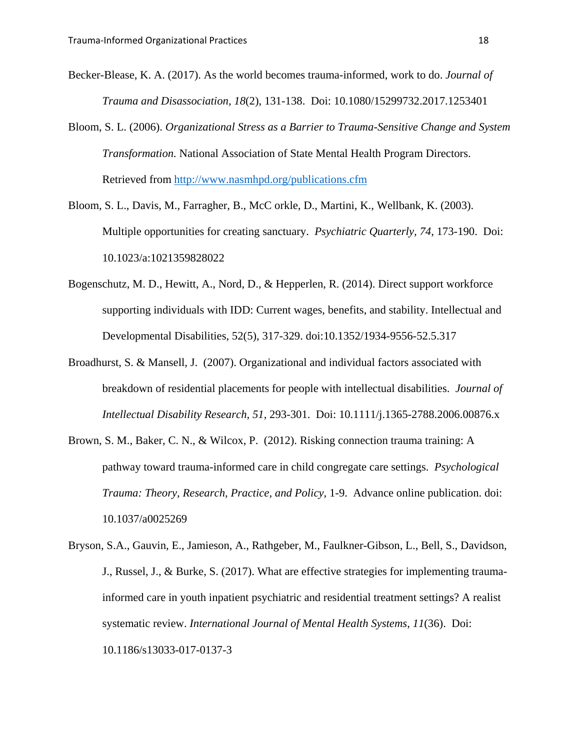Becker-Blease, K. A. (2017). As the world becomes trauma-informed, work to do. *Journal of Trauma and Disassociation, 18*(2), 131-138. Doi: 10.1080/15299732.2017.1253401

Bloom, S. L. (2006). *Organizational Stress as a Barrier to Trauma-Sensitive Change and System Transformation.* National Association of State Mental Health Program Directors. Retrieved from http://www.nasmhpd.org/publications.cfm

Bloom, S. L., Davis, M., Farragher, B., McC orkle, D., Martini, K., Wellbank, K. (2003). Multiple opportunities for creating sanctuary. *Psychiatric Quarterly, 74*, 173-190. Doi: 10.1023/a:1021359828022

Bogenschutz, M. D., Hewitt, A., Nord, D., & Hepperlen, R. (2014). Direct support workforce supporting individuals with IDD: Current wages, benefits, and stability. Intellectual and Developmental Disabilities, 52(5), 317-329. doi:10.1352/1934-9556-52.5.317

Broadhurst, S. & Mansell, J. (2007). Organizational and individual factors associated with breakdown of residential placements for people with intellectual disabilities. *Journal of Intellectual Disability Research, 51*, 293-301. Doi: 10.1111/j.1365-2788.2006.00876.x

Brown, S. M., Baker, C. N., & Wilcox, P. (2012). Risking connection trauma training: A pathway toward trauma-informed care in child congregate care settings. *Psychological Trauma: Theory, Research, Practice, and Policy*, 1-9. Advance online publication. doi: 10.1037/a0025269

Bryson, S.A., Gauvin, E., Jamieson, A., Rathgeber, M., Faulkner-Gibson, L., Bell, S., Davidson, J., Russel, J., & Burke, S. (2017). What are effective strategies for implementing trauma-informed care in youth inpatient psychiatric and residential treatment settings? A realist systematic review. *International Journal of Mental Health Systems, 11*(36). Doi: 10.1186/s13033-017-0137-3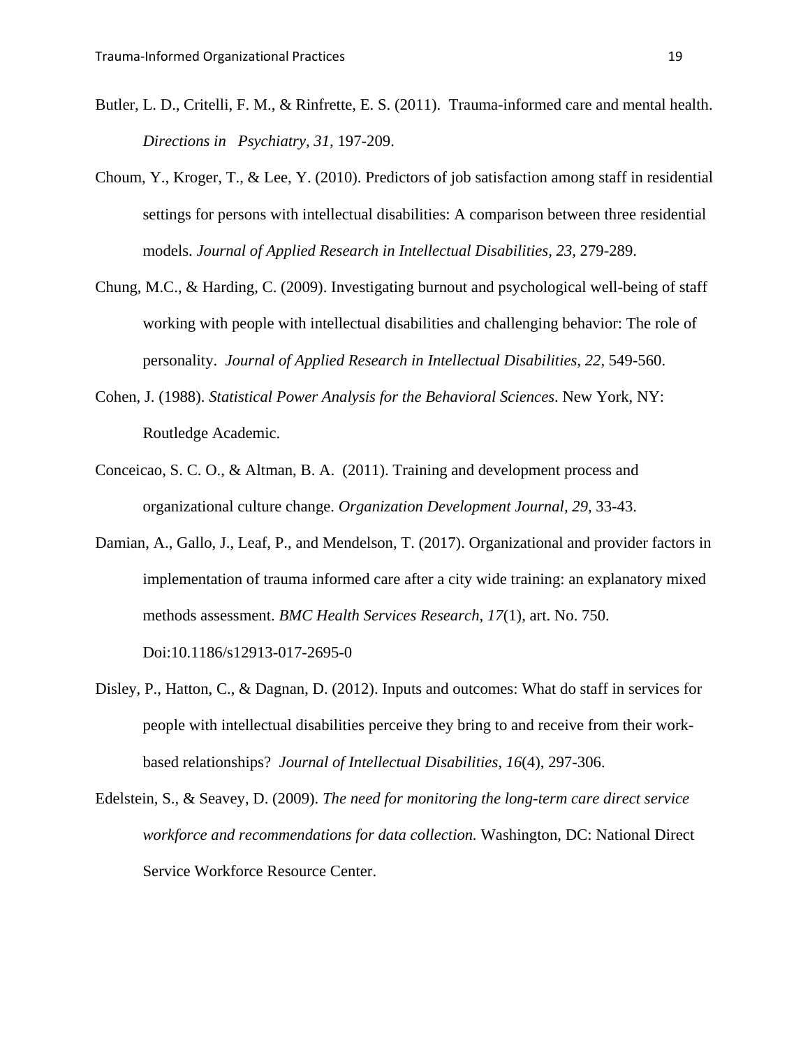Butler, L. D., Critelli, F. M., & Rinfrette, E. S. (2011). Trauma-informed care and mental health. *Directions in Psychiatry, 31*, 197-209.

Choum, Y., Kroger, T., & Lee, Y. (2010). Predictors of job satisfaction among staff in residential settings for persons with intellectual disabilities: A comparison between three residential models. *Journal of Applied Research in Intellectual Disabilities, 23,* 279-289.

Chung, M.C., & Harding, C. (2009). Investigating burnout and psychological well-being of staff working with people with intellectual disabilities and challenging behavior: The role of personality. *Journal of Applied Research in Intellectual Disabilities, 22,* 549-560.

Cohen, J. (1988). *Statistical Power Analysis for the Behavioral Sciences*. New York, NY: Routledge Academic.

Conceicao, S. C. O., & Altman, B. A. (2011). Training and development process and organizational culture change. *Organization Development Journal*, *29,* 33-43.

Damian, A., Gallo, J., Leaf, P., and Mendelson, T. (2017). Organizational and provider factors in implementation of trauma informed care after a city wide training: an explanatory mixed methods assessment. *BMC Health Services Research, 17*(1), art. No. 750. Doi:10.1186/s12913-017-2695-0

Disley, P., Hatton, C., & Dagnan, D. (2012). Inputs and outcomes: What do staff in services for people with intellectual disabilities perceive they bring to and receive from their work-based relationships? *Journal of Intellectual Disabilities, 16*(4), 297-306.

Edelstein, S., & Seavey, D. (2009). *The need for monitoring the long-term care direct service workforce and recommendations for data collection.* Washington, DC: National Direct Service Workforce Resource Center.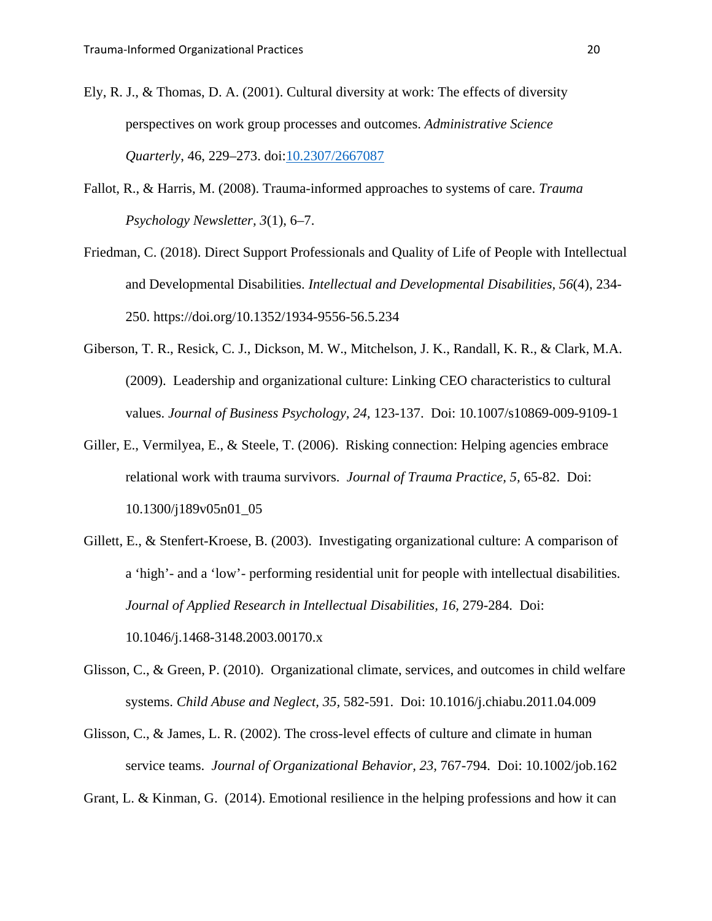Ely, R. J., & Thomas, D. A. (2001). Cultural diversity at work: The effects of diversity perspectives on work group processes and outcomes. *Administrative Science Quarterly*, 46, 229–273. doi:10.2307/2667087

Fallot, R., & Harris, M. (2008). Trauma-informed approaches to systems of care. *Trauma Psychology Newsletter, 3*(1), 6–7.

Friedman, C. (2018). Direct Support Professionals and Quality of Life of People with Intellectual and Developmental Disabilities. *Intellectual and Developmental Disabilities, 56*(4), 234-250. https://doi.org/10.1352/1934-9556-56.5.234

Giberson, T. R., Resick, C. J., Dickson, M. W., Mitchelson, J. K., Randall, K. R., & Clark, M.A. (2009). Leadership and organizational culture: Linking CEO characteristics to cultural values. *Journal of Business Psychology, 24,* 123-137. Doi: 10.1007/s10869-009-9109-1

Giller, E., Vermilyea, E., & Steele, T. (2006). Risking connection: Helping agencies embrace relational work with trauma survivors. *Journal of Trauma Practice, 5,* 65-82. Doi: 10.1300/j189v05n01_05

Gillett, E., & Stenfert-Kroese, B. (2003). Investigating organizational culture: A comparison of a 'high'- and a 'low'- performing residential unit for people with intellectual disabilities. *Journal of Applied Research in Intellectual Disabilities, 16,* 279-284. Doi: 10.1046/j.1468-3148.2003.00170.x

Glisson, C., & Green, P. (2010). Organizational climate, services, and outcomes in child welfare systems. *Child Abuse and Neglect, 35,* 582-591. Doi: 10.1016/j.chiabu.2011.04.009

Glisson, C., & James, L. R. (2002). The cross-level effects of culture and climate in human service teams. *Journal of Organizational Behavior, 23,* 767-794. Doi: 10.1002/job.162

Grant, L. & Kinman, G. (2014). Emotional resilience in the helping professions and how it can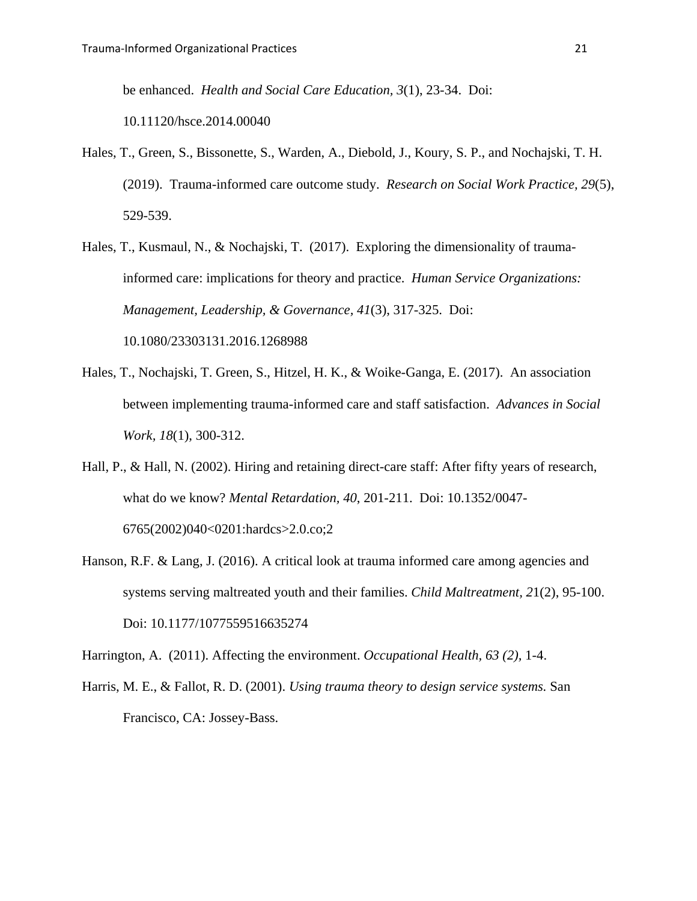be enhanced. *Health and Social Care Education, 3*(1), 23-34. Doi: 10.11120/hsce.2014.00040

Hales, T., Green, S., Bissonette, S., Warden, A., Diebold, J., Koury, S. P., and Nochajski, T. H. (2019). Trauma-informed care outcome study. *Research on Social Work Practice, 29*(5), 529-539.

Hales, T., Kusmaul, N., & Nochajski, T. (2017). Exploring the dimensionality of trauma-informed care: implications for theory and practice. *Human Service Organizations: Management, Leadership, & Governance, 41*(3), 317-325. Doi: 10.1080/23303131.2016.1268988

Hales, T., Nochajski, T. Green, S., Hitzel, H. K., & Woike-Ganga, E. (2017). An association between implementing trauma-informed care and staff satisfaction. *Advances in Social Work, 18*(1), 300-312.

Hall, P., & Hall, N. (2002). Hiring and retaining direct-care staff: After fifty years of research, what do we know? *Mental Retardation, 40*, 201-211. Doi: 10.1352/0047-6765(2002)040<0201:hardcs>2.0.co;2

Hanson, R.F. & Lang, J. (2016). A critical look at trauma informed care among agencies and systems serving maltreated youth and their families. *Child Maltreatment*, *2*1(2), 95-100. Doi: 10.1177/1077559516635274

Harrington, A. (2011). Affecting the environment. *Occupational Health*, *63 (2),* 1-4.

Harris, M. E., & Fallot, R. D. (2001). *Using trauma theory to design service systems.* San Francisco, CA: Jossey-Bass.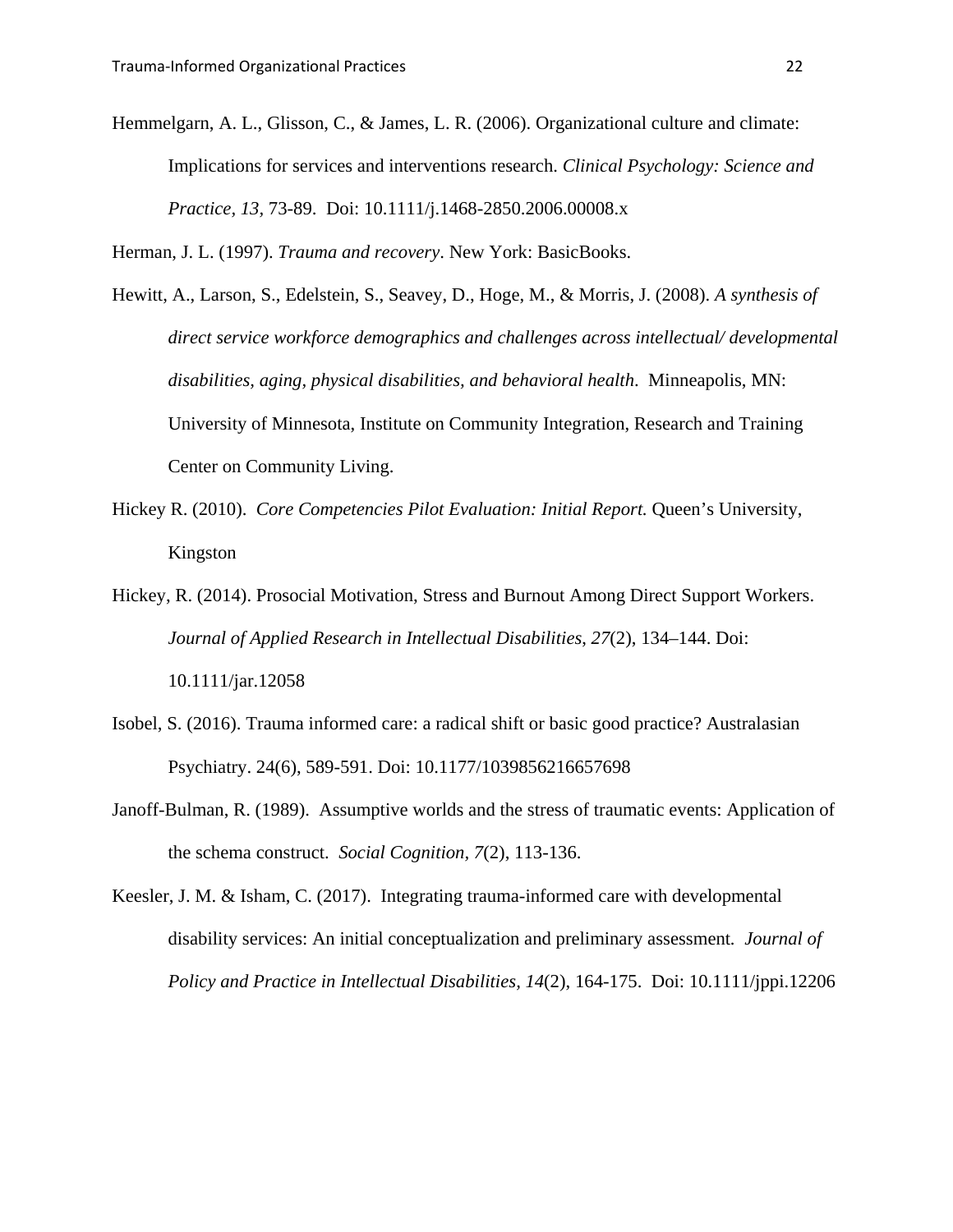Hemmelgarn, A. L., Glisson, C., & James, L. R. (2006). Organizational culture and climate: Implications for services and interventions research. *Clinical Psychology: Science and Practice*, *13*, 73-89. Doi: 10.1111/j.1468-2850.2006.00008.x

Herman, J. L. (1997). *Trauma and recovery*. New York: BasicBooks.

Hewitt, A., Larson, S., Edelstein, S., Seavey, D., Hoge, M., & Morris, J. (2008). *A synthesis of direct service workforce demographics and challenges across intellectual/ developmental disabilities, aging, physical disabilities, and behavioral health*. Minneapolis, MN: University of Minnesota, Institute on Community Integration, Research and Training Center on Community Living.

Hickey R. (2010). *Core Competencies Pilot Evaluation: Initial Report.* Queen's University, Kingston

Hickey, R. (2014). Prosocial Motivation, Stress and Burnout Among Direct Support Workers. *Journal of Applied Research in Intellectual Disabilities, 27*(2), 134–144. Doi: 10.1111/jar.12058

Isobel, S. (2016). Trauma informed care: a radical shift or basic good practice? Australasian Psychiatry. 24(6), 589-591. Doi: 10.1177/1039856216657698

Janoff-Bulman, R. (1989). Assumptive worlds and the stress of traumatic events: Application of the schema construct. *Social Cognition*, *7*(2), 113-136.

Keesler, J. M. & Isham, C. (2017). Integrating trauma-informed care with developmental disability services: An initial conceptualization and preliminary assessment. *Journal of Policy and Practice in Intellectual Disabilities, 14*(2), 164-175. Doi: 10.1111/jppi.12206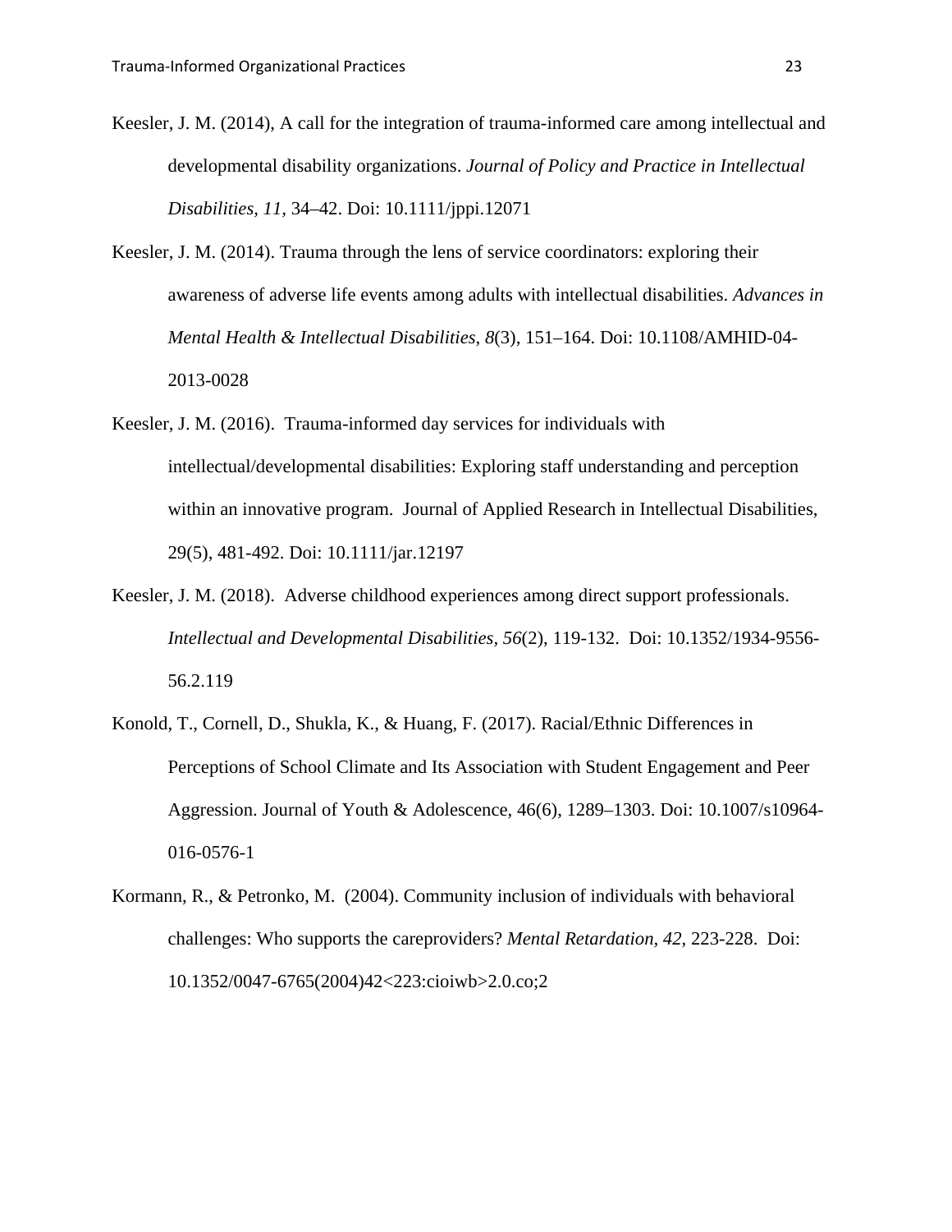Keesler, J. M. (2014), A call for the integration of trauma-informed care among intellectual and developmental disability organizations. *Journal of Policy and Practice in Intellectual Disabilities, 11,* 34–42. Doi: 10.1111/jppi.12071

Keesler, J. M. (2014). Trauma through the lens of service coordinators: exploring their awareness of adverse life events among adults with intellectual disabilities. *Advances in Mental Health & Intellectual Disabilities*, *8*(3), 151–164. Doi: 10.1108/AMHID-04-2013-0028

Keesler, J. M. (2016). Trauma-informed day services for individuals with intellectual/developmental disabilities: Exploring staff understanding and perception within an innovative program. Journal of Applied Research in Intellectual Disabilities, 29(5), 481-492. Doi: 10.1111/jar.12197

Keesler, J. M. (2018). Adverse childhood experiences among direct support professionals. *Intellectual and Developmental Disabilities, 56*(2), 119-132. Doi: 10.1352/1934-9556-56.2.119

Konold, T., Cornell, D., Shukla, K., & Huang, F. (2017). Racial/Ethnic Differences in Perceptions of School Climate and Its Association with Student Engagement and Peer Aggression. Journal of Youth & Adolescence, 46(6), 1289–1303. Doi: 10.1007/s10964-016-0576-1

Kormann, R., & Petronko, M. (2004). Community inclusion of individuals with behavioral challenges: Who supports the careproviders? *Mental Retardation*, *42*, 223-228. Doi: 10.1352/0047-6765(2004)42<223:cioiwb>2.0.co;2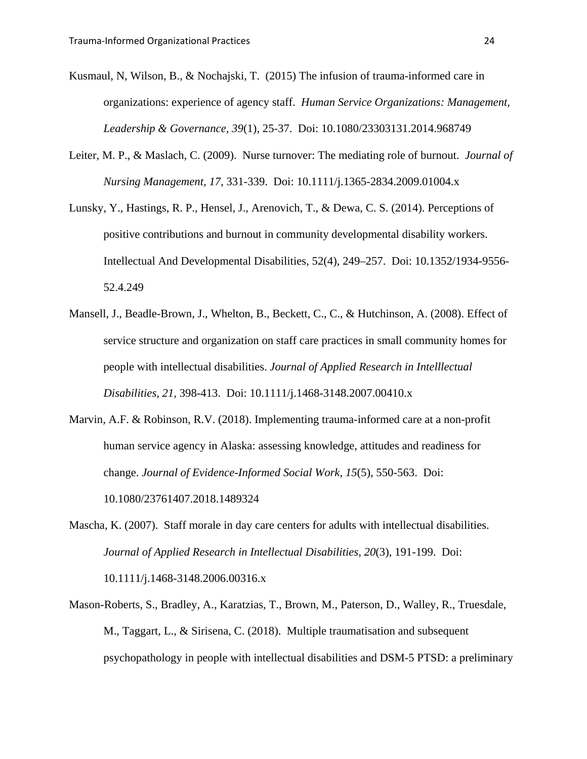Kusmaul, N, Wilson, B., & Nochajski, T. (2015) The infusion of trauma-informed care in organizations: experience of agency staff. *Human Service Organizations: Management, Leadership & Governance, 39*(1), 25-37. Doi: 10.1080/23303131.2014.968749

Leiter, M. P., & Maslach, C. (2009). Nurse turnover: The mediating role of burnout. *Journal of Nursing Management, 17*, 331-339. Doi: 10.1111/j.1365-2834.2009.01004.x

Lunsky, Y., Hastings, R. P., Hensel, J., Arenovich, T., & Dewa, C. S. (2014). Perceptions of positive contributions and burnout in community developmental disability workers. Intellectual And Developmental Disabilities, 52(4), 249–257. Doi: 10.1352/1934-9556-52.4.249

Mansell, J., Beadle-Brown, J., Whelton, B., Beckett, C., C., & Hutchinson, A. (2008). Effect of service structure and organization on staff care practices in small community homes for people with intellectual disabilities. *Journal of Applied Research in Intelllectual Disabilities, 21,* 398-413. Doi: 10.1111/j.1468-3148.2007.00410.x

Marvin, A.F. & Robinson, R.V. (2018). Implementing trauma-informed care at a non-profit human service agency in Alaska: assessing knowledge, attitudes and readiness for change. *Journal of Evidence-Informed Social Work, 15*(5), 550-563. Doi: 10.1080/23761407.2018.1489324

Mascha, K. (2007). Staff morale in day care centers for adults with intellectual disabilities. *Journal of Applied Research in Intellectual Disabilities, 20*(3), 191-199. Doi: 10.1111/j.1468-3148.2006.00316.x

Mason-Roberts, S., Bradley, A., Karatzias, T., Brown, M., Paterson, D., Walley, R., Truesdale, M., Taggart, L., & Sirisena, C. (2018). Multiple traumatisation and subsequent psychopathology in people with intellectual disabilities and DSM-5 PTSD: a preliminary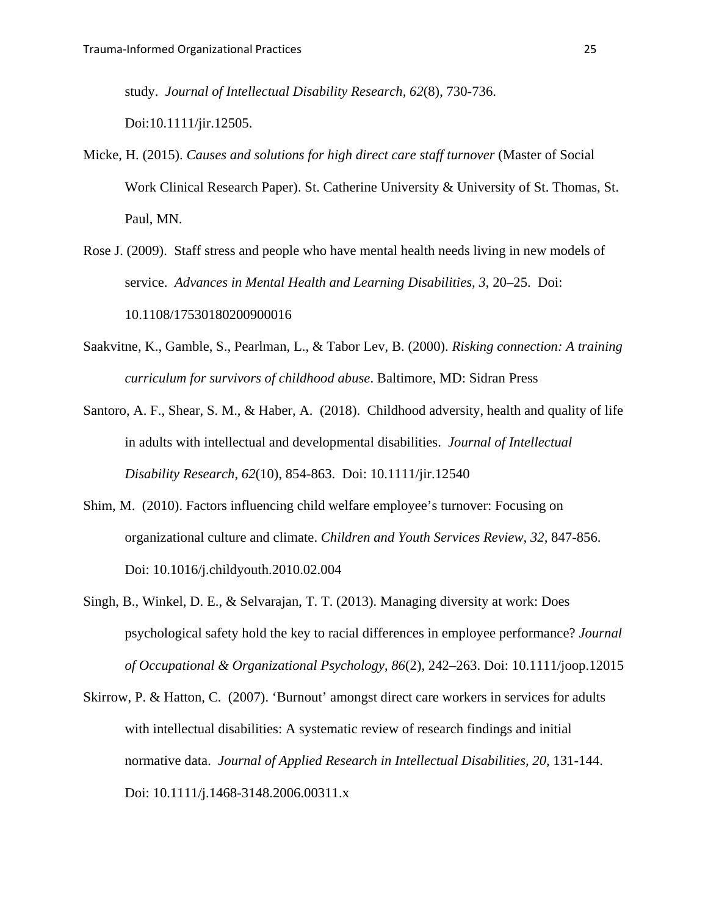study. *Journal of Intellectual Disability Research, 62*(8), 730-736. Doi:10.1111/jir.12505.

Micke, H. (2015). *Causes and solutions for high direct care staff turnover* (Master of Social Work Clinical Research Paper). St. Catherine University & University of St. Thomas, St. Paul, MN.

Rose J. (2009). Staff stress and people who have mental health needs living in new models of service. *Advances in Mental Health and Learning Disabilities, 3*, 20–25. Doi: 10.1108/17530180200900016

Saakvitne, K., Gamble, S., Pearlman, L., & Tabor Lev, B. (2000). *Risking connection: A training curriculum for survivors of childhood abuse*. Baltimore, MD: Sidran Press

Santoro, A. F., Shear, S. M., & Haber, A. (2018). Childhood adversity, health and quality of life in adults with intellectual and developmental disabilities. *Journal of Intellectual Disability Research, 62*(10), 854-863. Doi: 10.1111/jir.12540

Shim, M. (2010). Factors influencing child welfare employee's turnover: Focusing on organizational culture and climate. *Children and Youth Services Review, 32,* 847-856. Doi: 10.1016/j.childyouth.2010.02.004

Singh, B., Winkel, D. E., & Selvarajan, T. T. (2013). Managing diversity at work: Does psychological safety hold the key to racial differences in employee performance? *Journal of Occupational & Organizational Psychology*, *86*(2), 242–263. Doi: 10.1111/joop.12015

Skirrow, P. & Hatton, C. (2007). 'Burnout' amongst direct care workers in services for adults with intellectual disabilities: A systematic review of research findings and initial normative data. *Journal of Applied Research in Intellectual Disabilities, 20*, 131-144. Doi: 10.1111/j.1468-3148.2006.00311.x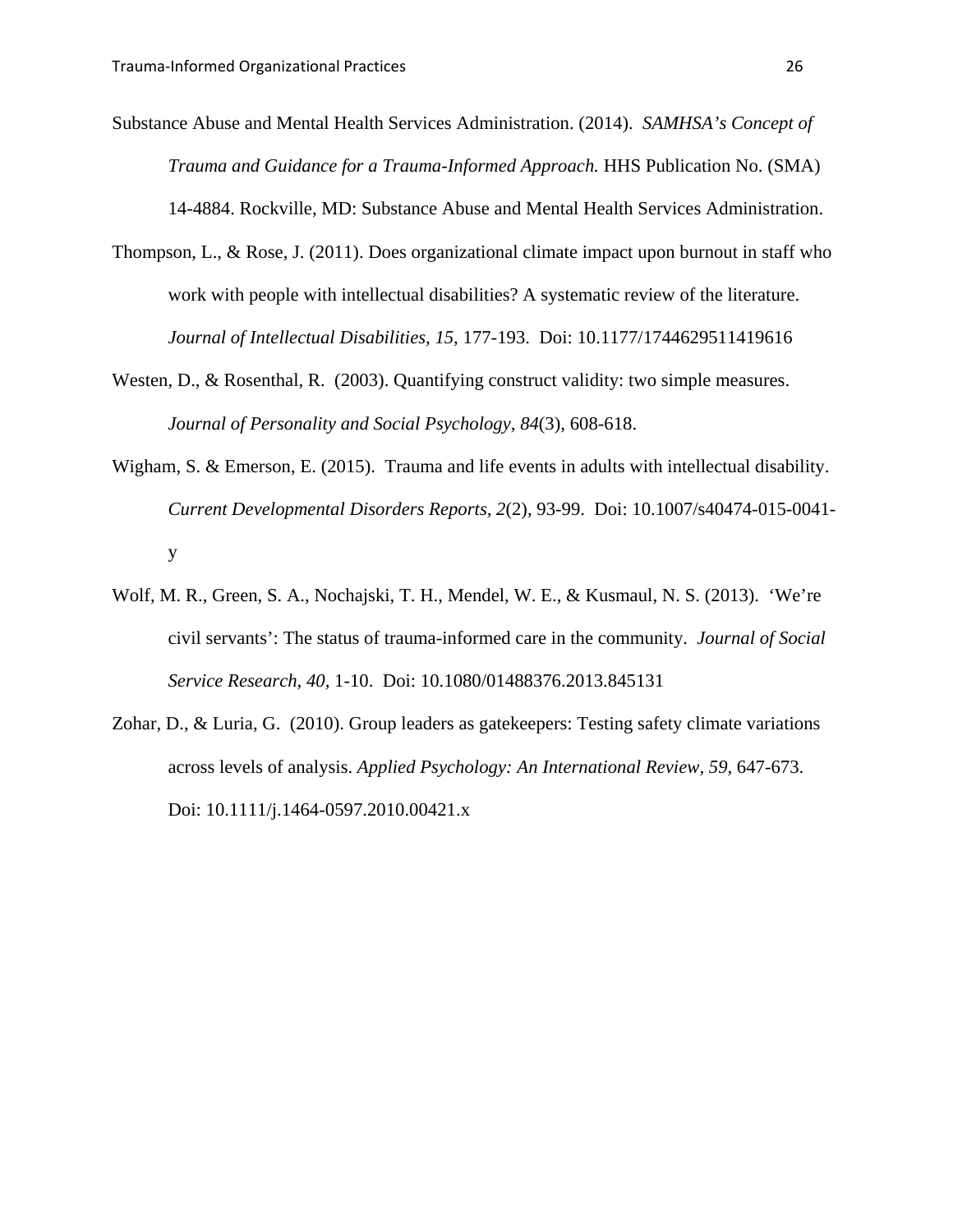Substance Abuse and Mental Health Services Administration. (2014). *SAMHSA's Concept of Trauma and Guidance for a Trauma-Informed Approach.* HHS Publication No. (SMA) 14-4884. Rockville, MD: Substance Abuse and Mental Health Services Administration.

Thompson, L., & Rose, J. (2011). Does organizational climate impact upon burnout in staff who work with people with intellectual disabilities? A systematic review of the literature. *Journal of Intellectual Disabilities*, *15,* 177-193. Doi: 10.1177/1744629511419616

Westen, D., & Rosenthal, R. (2003). Quantifying construct validity: two simple measures. *Journal of Personality and Social Psychology, 84*(3), 608-618.

Wigham, S. & Emerson, E. (2015). Trauma and life events in adults with intellectual disability. *Current Developmental Disorders Reports, 2*(2), 93-99. Doi: 10.1007/s40474-015-0041-y

Wolf, M. R., Green, S. A., Nochajski, T. H., Mendel, W. E., & Kusmaul, N. S. (2013). 'We're civil servants': The status of trauma-informed care in the community. *Journal of Social Service Research, 40,* 1-10. Doi: 10.1080/01488376.2013.845131

Zohar, D., & Luria, G. (2010). Group leaders as gatekeepers: Testing safety climate variations across levels of analysis. *Applied Psychology: An International Review, 59,* 647-673. Doi: 10.1111/j.1464-0597.2010.00421.x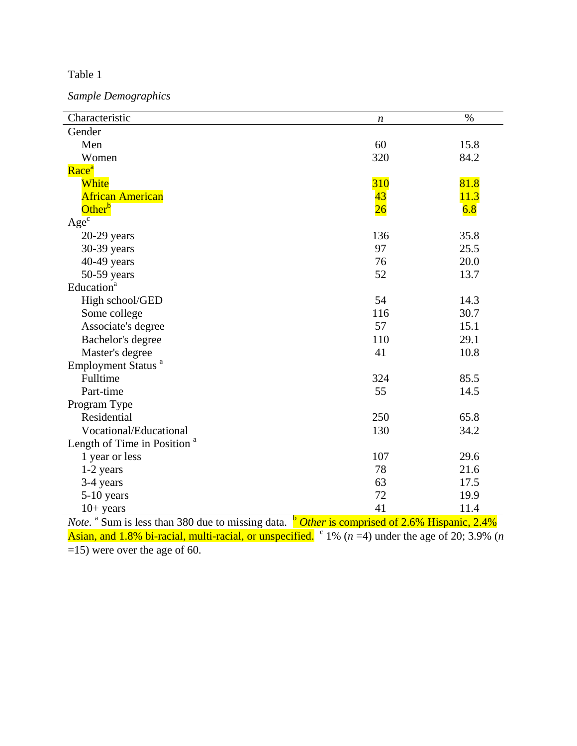Table 1

*Sample Demographics*

| Characteristic | *n* | % |
|---|---|---|
| Gender | | |
| Men | 60 | 15.8 |
| Women | 320 | 84.2 |
| Race[a] | | |
| White | 310 | 81.8 |
| African American | 43 | 11.3 |
| Other[b] | 26 | 6.8 |
| Age[c] | | |
| 20-29 years | 136 | 35.8 |
| 30-39 years | 97 | 25.5 |
| 40-49 years | 76 | 20.0 |
| 50-59 years | 52 | 13.7 |
| Education[a] | | |
| High school/GED | 54 | 14.3 |
| Some college | 116 | 30.7 |
| Associate's degree | 57 | 15.1 |
| Bachelor's degree | 110 | 29.1 |
| Master's degree | 41 | 10.8 |
| Employment Status [a] | | |
| Fulltime | 324 | 85.5 |
| Part-time | 55 | 14.5 |
| Program Type | | |
| Residential | 250 | 65.8 |
| Vocational/Educational | 130 | 34.2 |
| Length of Time in Position [a] | | |
| 1 year or less | 107 | 29.6 |
| 1-2 years | 78 | 21.6 |
| 3-4 years | 63 | 17.5 |
| 5-10 years | 72 | 19.9 |
| 10+ years | 41 | 11.4 |

*Note.* [a] Sum is less than 380 due to missing data. [b] *Other* is comprised of 2.6% Hispanic, 2.4% Asian, and 1.8% bi-racial, multi-racial, or unspecified. [c] 1% (*n* =4) under the age of 20; 3.9% (*n* =15) were over the age of 60.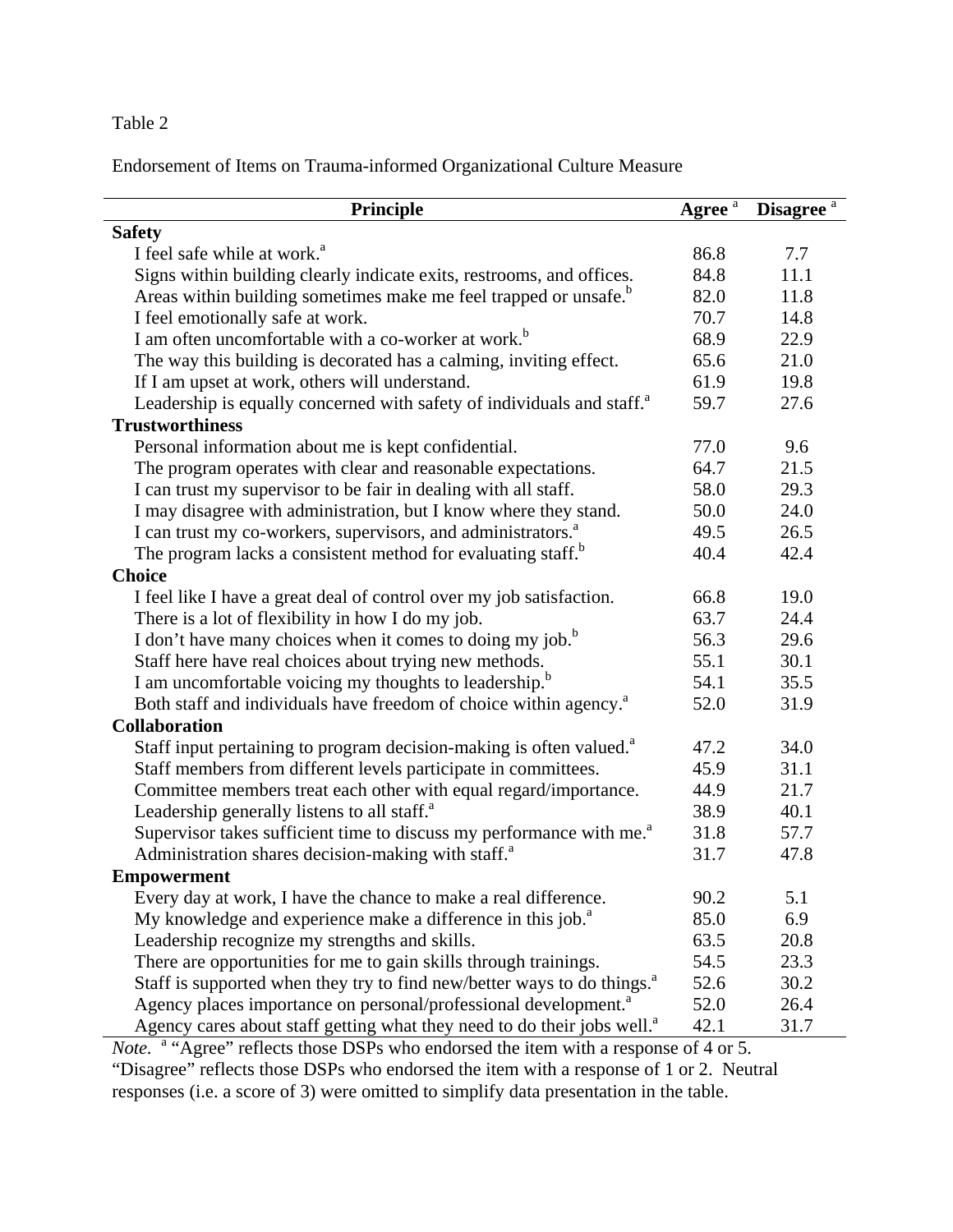Table 2

Endorsement of Items on Trauma-informed Organizational Culture Measure

| Principle | Agree [a] | Disagree [a] |
|---|---|---|
| **Safety** | | |
| I feel safe while at work.[a] | 86.8 | 7.7 |
| Signs within building clearly indicate exits, restrooms, and offices. | 84.8 | 11.1 |
| Areas within building sometimes make me feel trapped or unsafe.[b] | 82.0 | 11.8 |
| I feel emotionally safe at work. | 70.7 | 14.8 |
| I am often uncomfortable with a co-worker at work.[b] | 68.9 | 22.9 |
| The way this building is decorated has a calming, inviting effect. | 65.6 | 21.0 |
| If I am upset at work, others will understand. | 61.9 | 19.8 |
| Leadership is equally concerned with safety of individuals and staff.[a] | 59.7 | 27.6 |
| **Trustworthiness** | | |
| Personal information about me is kept confidential. | 77.0 | 9.6 |
| The program operates with clear and reasonable expectations. | 64.7 | 21.5 |
| I can trust my supervisor to be fair in dealing with all staff. | 58.0 | 29.3 |
| I may disagree with administration, but I know where they stand. | 50.0 | 24.0 |
| I can trust my co-workers, supervisors, and administrators.[a] | 49.5 | 26.5 |
| The program lacks a consistent method for evaluating staff.[b] | 40.4 | 42.4 |
| **Choice** | | |
| I feel like I have a great deal of control over my job satisfaction. | 66.8 | 19.0 |
| There is a lot of flexibility in how I do my job. | 63.7 | 24.4 |
| I don't have many choices when it comes to doing my job.[b] | 56.3 | 29.6 |
| Staff here have real choices about trying new methods. | 55.1 | 30.1 |
| I am uncomfortable voicing my thoughts to leadership.[b] | 54.1 | 35.5 |
| Both staff and individuals have freedom of choice within agency.[a] | 52.0 | 31.9 |
| **Collaboration** | | |
| Staff input pertaining to program decision-making is often valued.[a] | 47.2 | 34.0 |
| Staff members from different levels participate in committees. | 45.9 | 31.1 |
| Committee members treat each other with equal regard/importance. | 44.9 | 21.7 |
| Leadership generally listens to all staff.[a] | 38.9 | 40.1 |
| Supervisor takes sufficient time to discuss my performance with me.[a] | 31.8 | 57.7 |
| Administration shares decision-making with staff.[a] | 31.7 | 47.8 |
| **Empowerment** | | |
| Every day at work, I have the chance to make a real difference. | 90.2 | 5.1 |
| My knowledge and experience make a difference in this job.[a] | 85.0 | 6.9 |
| Leadership recognize my strengths and skills. | 63.5 | 20.8 |
| There are opportunities for me to gain skills through trainings. | 54.5 | 23.3 |
| Staff is supported when they try to find new/better ways to do things.[a] | 52.6 | 30.2 |
| Agency places importance on personal/professional development.[a] | 52.0 | 26.4 |
| Agency cares about staff getting what they need to do their jobs well.[a] | 42.1 | 31.7 |

*Note.* [a] "Agree" reflects those DSPs who endorsed the item with a response of 4 or 5. "Disagree" reflects those DSPs who endorsed the item with a response of 1 or 2. Neutral responses (i.e. a score of 3) were omitted to simplify data presentation in the table.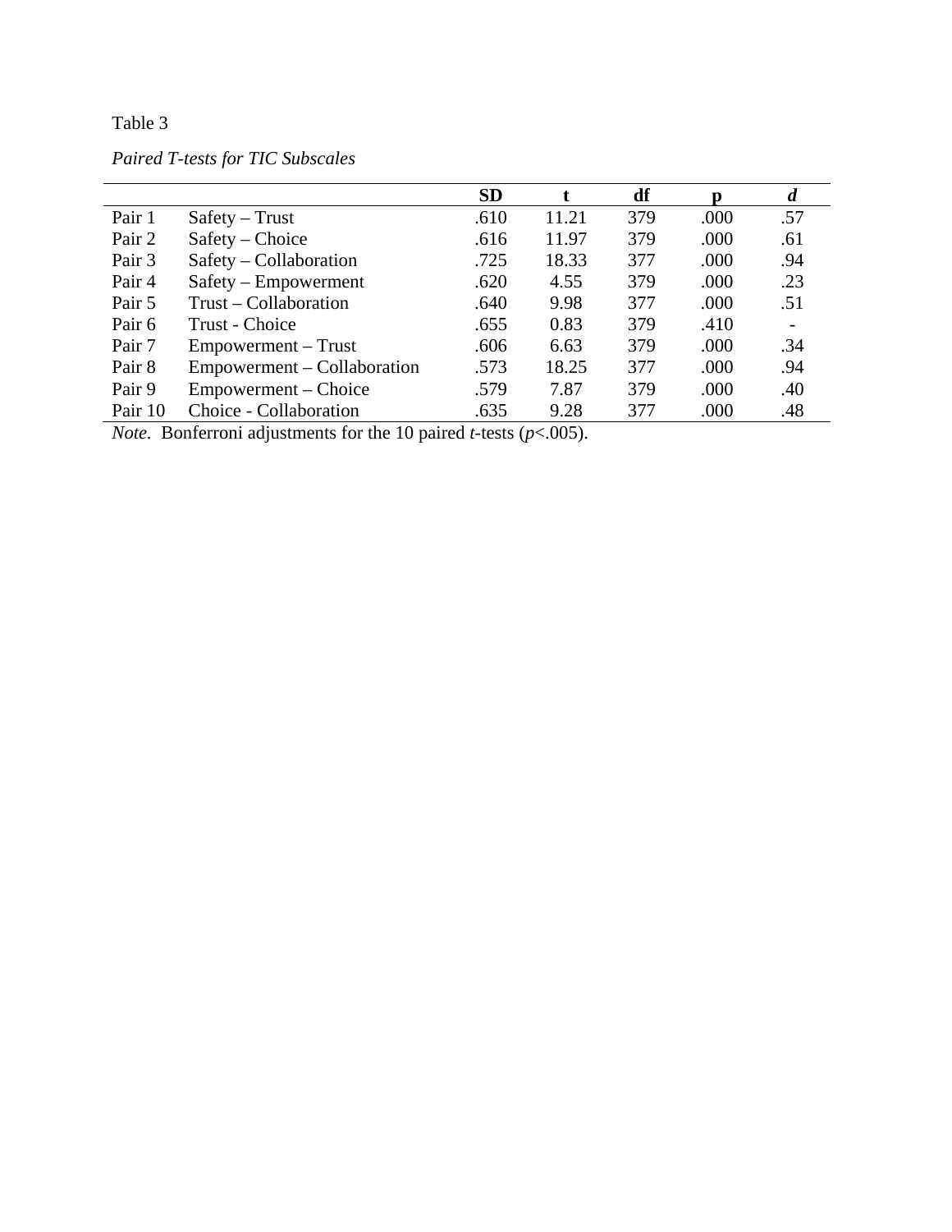Table 3

*Paired T-tests for TIC Subscales*

| | | **SD** | **t** | **df** | **p** | ***d*** |
|---|---|---|---|---|---|---|
| Pair 1 | Safety – Trust | .610 | 11.21 | 379 | .000 | .57 |
| Pair 2 | Safety – Choice | .616 | 11.97 | 379 | .000 | .61 |
| Pair 3 | Safety – Collaboration | .725 | 18.33 | 377 | .000 | .94 |
| Pair 4 | Safety – Empowerment | .620 | 4.55 | 379 | .000 | .23 |
| Pair 5 | Trust – Collaboration | .640 | 9.98 | 377 | .000 | .51 |
| Pair 6 | Trust - Choice | .655 | 0.83 | 379 | .410 | - |
| Pair 7 | Empowerment – Trust | .606 | 6.63 | 379 | .000 | .34 |
| Pair 8 | Empowerment – Collaboration | .573 | 18.25 | 377 | .000 | .94 |
| Pair 9 | Empowerment – Choice | .579 | 7.87 | 379 | .000 | .40 |
| Pair 10 | Choice - Collaboration | .635 | 9.28 | 377 | .000 | .48 |

*Note*. Bonferroni adjustments for the 10 paired *t*-tests ($p<.005$).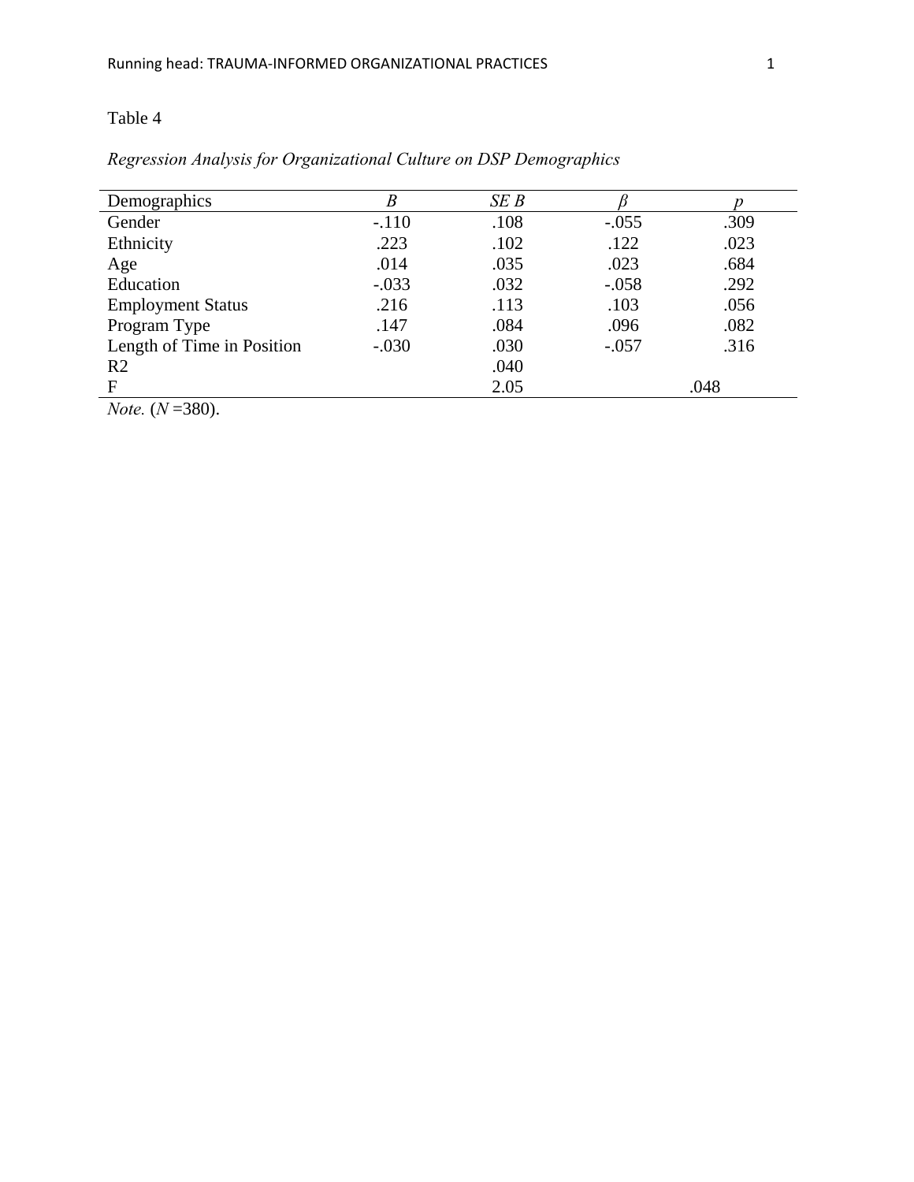Table 4

*Regression Analysis for Organizational Culture on DSP Demographics*

| Demographics | *B* | *SE B* | *β* | *p* |
|---|---|---|---|---|
| Gender | -.110 | .108 | -.055 | .309 |
| Ethnicity | .223 | .102 | .122 | .023 |
| Age | .014 | .035 | .023 | .684 |
| Education | -.033 | .032 | -.058 | .292 |
| Employment Status | .216 | .113 | .103 | .056 |
| Program Type | .147 | .084 | .096 | .082 |
| Length of Time in Position | -.030 | .030 | -.057 | .316 |
| R2 | | .040 | | |
| F | | 2.05 | .048 | |

*Note.* (*N* =380).